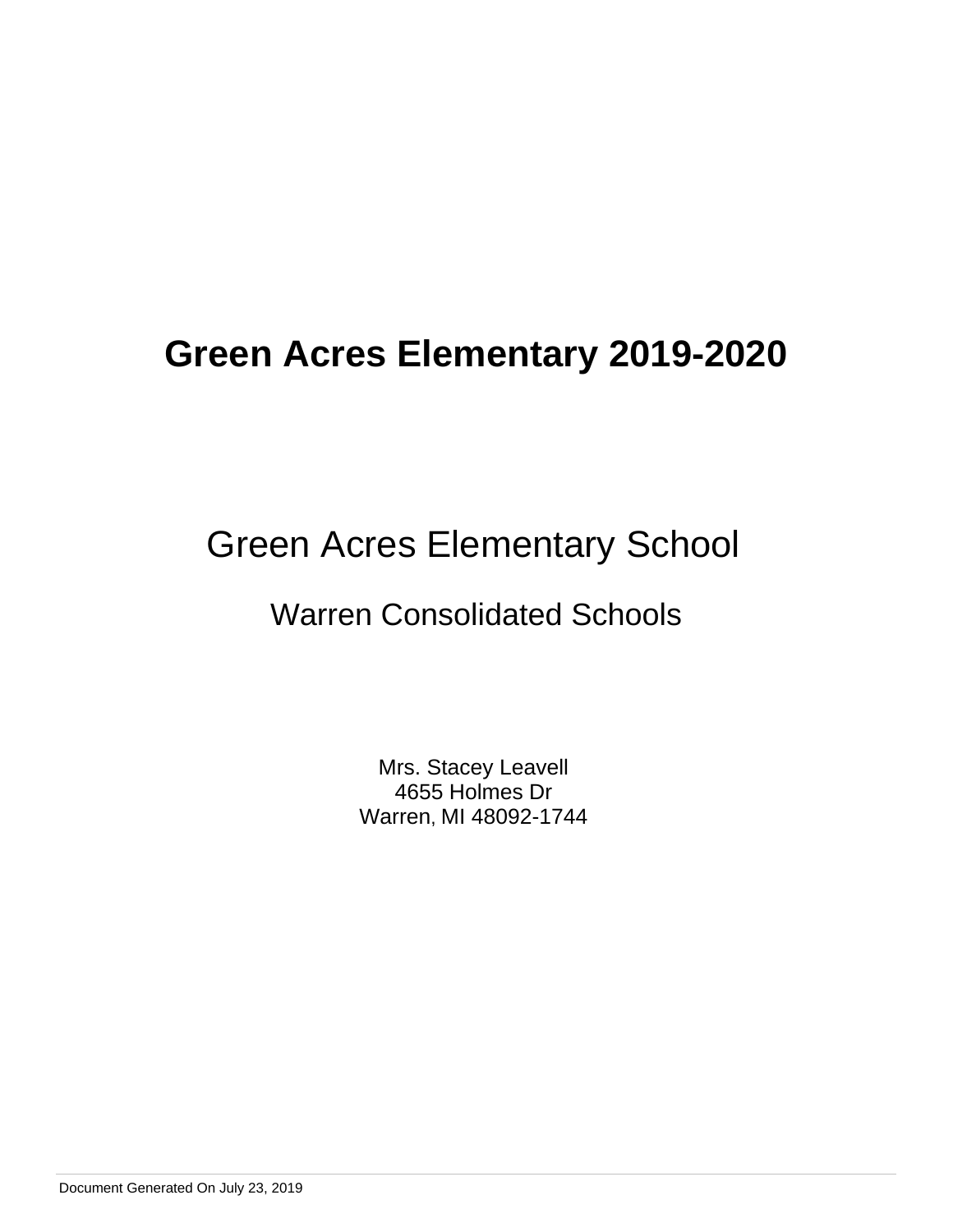# Green Acres Elementary 2019-2020

Green Acres Elementary School

Warren Consolidated Schools

Mrs. Stacey Leavell
4655 Holmes Dr
Warren, MI 48092-1744

Document Generated On July 23, 2019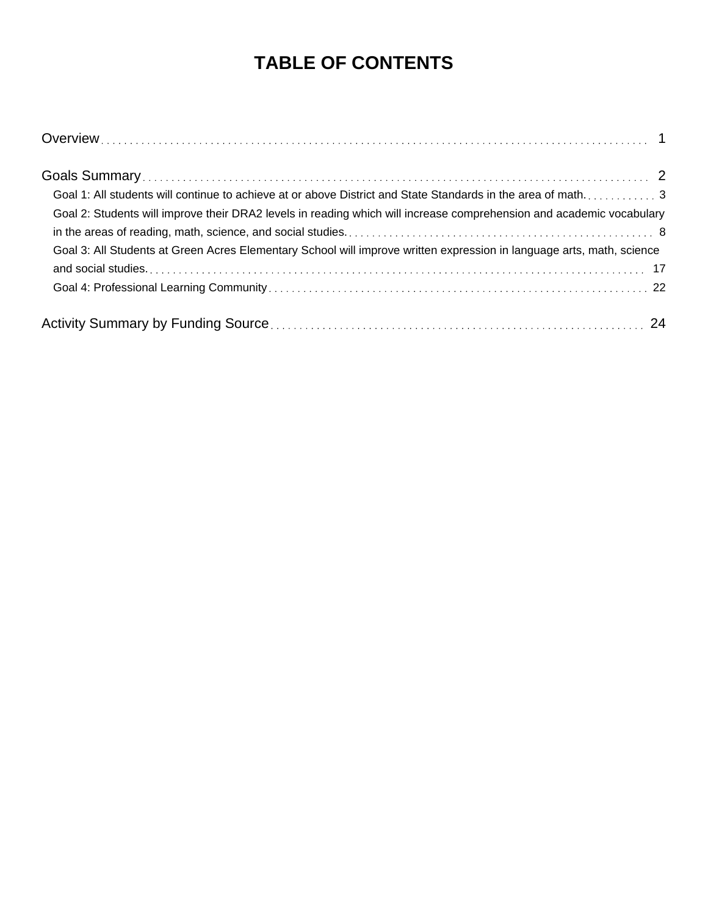# TABLE OF CONTENTS

Overview . . . . . . . . . . . . . . . . . . . . . . . . . . . . . . . . . . . . . . . . . . . . . . . . . . . . . . . . . . . . . . . . . . . . . . . . . . . . . . . . 1

Goals Summary . . . . . . . . . . . . . . . . . . . . . . . . . . . . . . . . . . . . . . . . . . . . . . . . . . . . . . . . . . . . . . . . . . . . . . . . . . . . . . . 2

- Goal 1: All students will continue to achieve at or above District and State Standards in the area of math. . . . . . . . . . . . . 3
- Goal 2: Students will improve their DRA2 levels in reading which will increase comprehension and academic vocabulary in the areas of reading, math, science, and social studies. . . . . . . . . . . . . . . . . . . . . . . . . . . . . . . . . . . . . . . . . . . . . . . . . . . . 8
- Goal 3: All Students at Green Acres Elementary School will improve written expression in language arts, math, science and social studies. . . . . . . . . . . . . . . . . . . . . . . . . . . . . . . . . . . . . . . . . . . . . . . . . . . . . . . . . . . . . . . . . . . . . . . . . . . . . 17
- Goal 4: Professional Learning Community . . . . . . . . . . . . . . . . . . . . . . . . . . . . . . . . . . . . . . . . . . . . . . . . . . . . . . . . . . . . 22

Activity Summary by Funding Source . . . . . . . . . . . . . . . . . . . . . . . . . . . . . . . . . . . . . . . . . . . . . . . . . . . . . . . . . . . . . . 24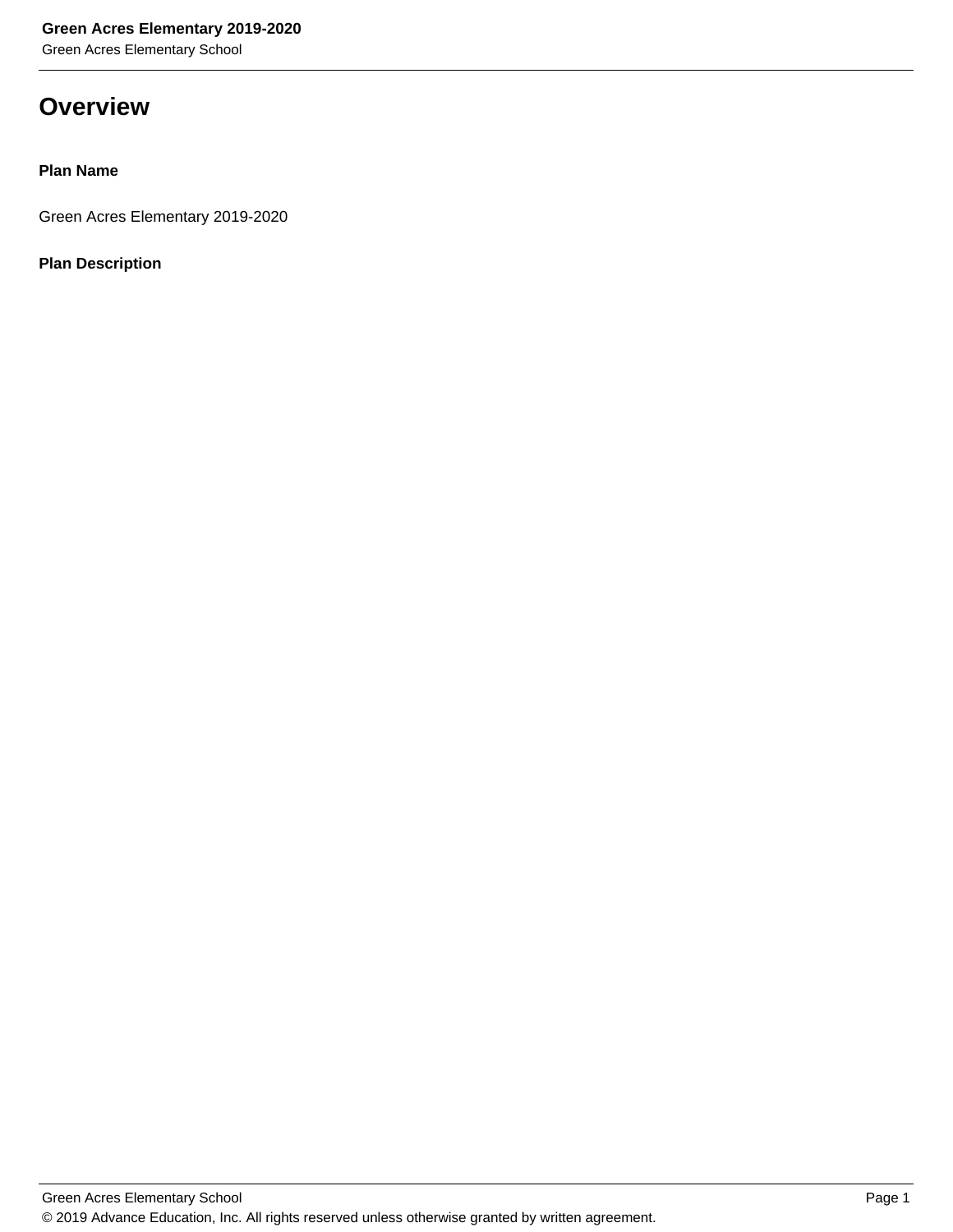# Overview

**Plan Name**

Green Acres Elementary 2019-2020

**Plan Description**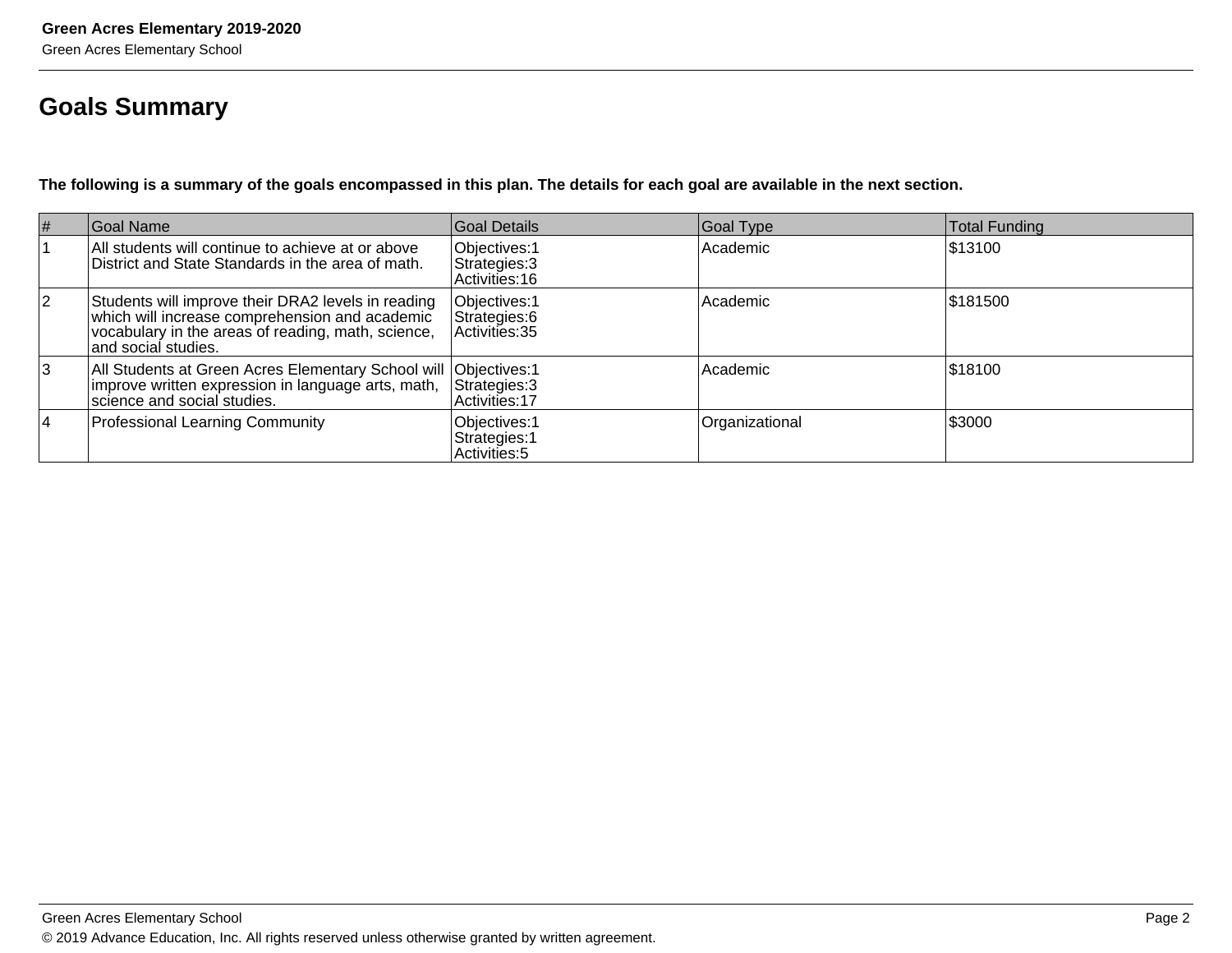## Goals Summary

**The following is a summary of the goals encompassed in this plan. The details for each goal are available in the next section.**

| # | Goal Name | Goal Details | Goal Type | Total Funding |
|---|---|---|---|---|
| 1 | All students will continue to achieve at or above District and State Standards in the area of math. | Objectives:1<br>Strategies:3<br>Activities:16 | Academic | $13100 |
| 2 | Students will improve their DRA2 levels in reading which will increase comprehension and academic vocabulary in the areas of reading, math, science, and social studies. | Objectives:1<br>Strategies:6<br>Activities:35 | Academic | $181500 |
| 3 | All Students at Green Acres Elementary School will improve written expression in language arts, math, science and social studies. | Objectives:1<br>Strategies:3<br>Activities:17 | Academic | $18100 |
| 4 | Professional Learning Community | Objectives:1<br>Strategies:1<br>Activities:5 | Organizational | $3000 |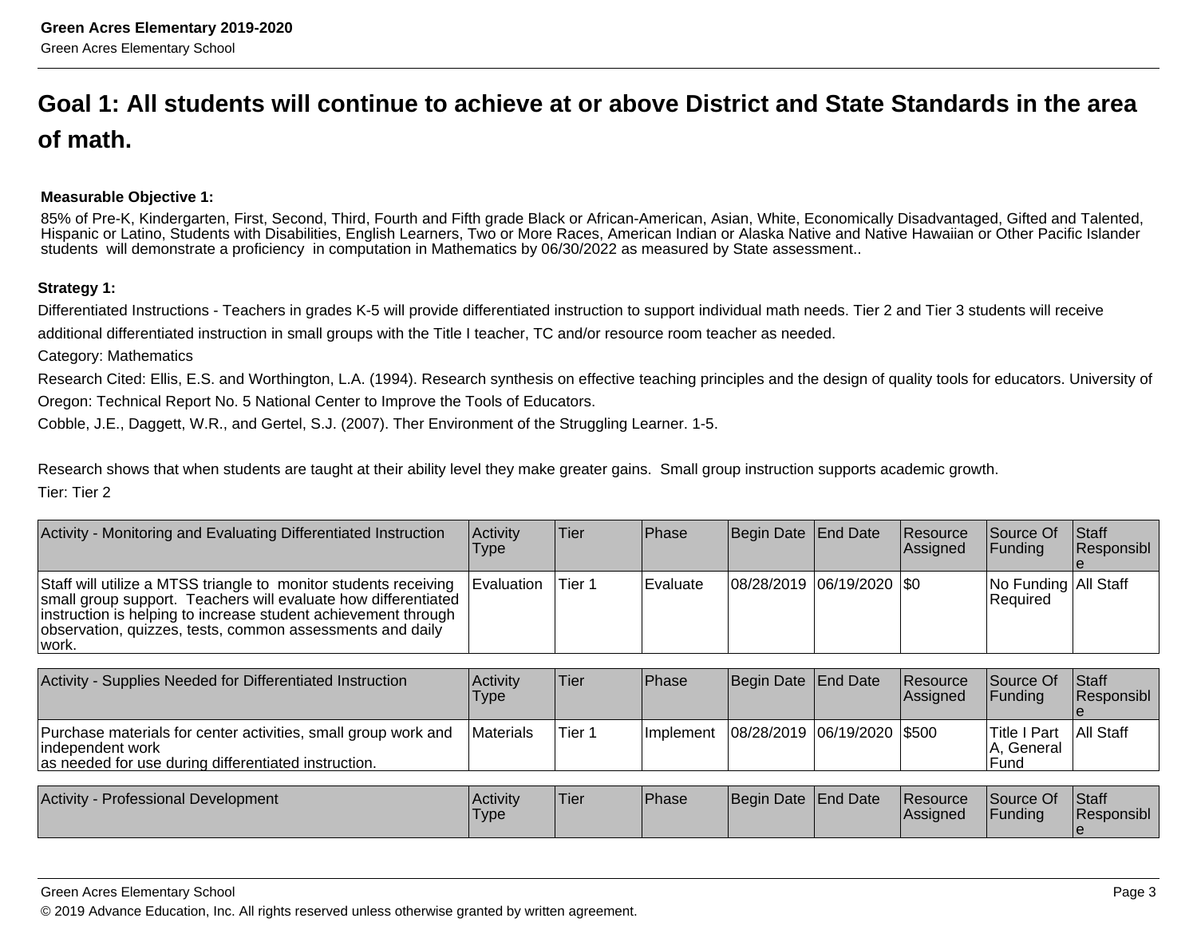## Goal 1: All students will continue to achieve at or above District and State Standards in the area of math.

**Measurable Objective 1:**

85% of Pre-K, Kindergarten, First, Second, Third, Fourth and Fifth grade Black or African-American, Asian, White, Economically Disadvantaged, Gifted and Talented, Hispanic or Latino, Students with Disabilities, English Learners, Two or More Races, American Indian or Alaska Native and Native Hawaiian or Other Pacific Islander students will demonstrate a proficiency in computation in Mathematics by 06/30/2022 as measured by State assessment..

**Strategy 1:**

Differentiated Instructions - Teachers in grades K-5 will provide differentiated instruction to support individual math needs. Tier 2 and Tier 3 students will receive additional differentiated instruction in small groups with the Title I teacher, TC and/or resource room teacher as needed.

Category: Mathematics

Research Cited: Ellis, E.S. and Worthington, L.A. (1994). Research synthesis on effective teaching principles and the design of quality tools for educators. University of Oregon: Technical Report No. 5 National Center to Improve the Tools of Educators.

Cobble, J.E., Daggett, W.R., and Gertel, S.J. (2007). Ther Environment of the Struggling Learner. 1-5.

Research shows that when students are taught at their ability level they make greater gains. Small group instruction supports academic growth.

Tier: Tier 2

| Activity - Monitoring and Evaluating Differentiated Instruction | Activity Type | Tier | Phase | Begin Date | End Date | Resource Assigned | Source Of Funding | Staff Responsible |
|---|---|---|---|---|---|---|---|---|
| Staff will utilize a MTSS triangle to monitor students receiving small group support. Teachers will evaluate how differentiated instruction is helping to increase student achievement through observation, quizzes, tests, common assessments and daily work. | Evaluation | Tier 1 | Evaluate | 08/28/2019 | 06/19/2020 | $0 | No Funding Required | All Staff |

| Activity - Supplies Needed for Differentiated Instruction | Activity Type | Tier | Phase | Begin Date | End Date | Resource Assigned | Source Of Funding | Staff Responsible |
|---|---|---|---|---|---|---|---|---|
| Purchase materials for center activities, small group work and independent work as needed for use during differentiated instruction. | Materials | Tier 1 | Implement | 08/28/2019 | 06/19/2020 | $500 | Title I Part A, General Fund | All Staff |

| Activity - Professional Development | Activity Type | Tier | Phase | Begin Date | End Date | Resource Assigned | Source Of Funding | Staff Responsible |
|---|---|---|---|---|---|---|---|---|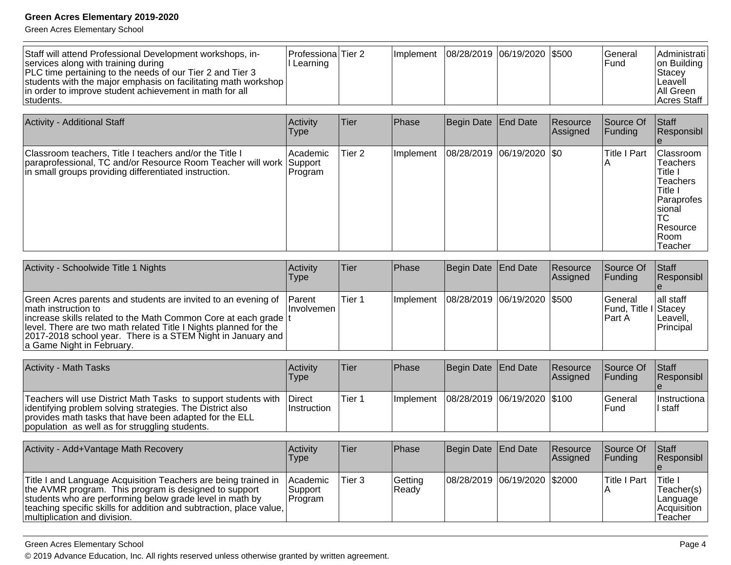| | | | | | | | | |
|---|---|---|---|---|---|---|---|---|
| Staff will attend Professional Development workshops, in-services along with training during PLC time pertaining to the needs of our Tier 2 and Tier 3 students with the major emphasis on facilitating math workshop in order to improve student achievement in math for all students. | Professional Learning | Tier 2 | Implement | 08/28/2019 | 06/19/2020 | $500 | General Fund | Administration Building Stacey Leavell All Green Acres Staff |

| Activity - Additional Staff | Activity Type | Tier | Phase | Begin Date | End Date | Resource Assigned | Source Of Funding | Staff Responsible |
|---|---|---|---|---|---|---|---|---|
| Classroom teachers, Title I teachers and/or the Title I paraprofessional, TC and/or Resource Room Teacher will work in small groups providing differentiated instruction. | Academic Support Program | Tier 2 | Implement | 08/28/2019 | 06/19/2020 | $0 | Title I Part A | Classroom Teachers Title I Teachers Title I Paraprofessional TC Resource Room Teacher |

| Activity - Schoolwide Title 1 Nights | Activity Type | Tier | Phase | Begin Date | End Date | Resource Assigned | Source Of Funding | Staff Responsible |
|---|---|---|---|---|---|---|---|---|
| Green Acres parents and students are invited to an evening of math instruction to increase skills related to the Math Common Core at each grade level. There are two math related Title I Nights planned for the 2017-2018 school year. There is a STEM Night in January and a Game Night in February. | Parent Involvement | Tier 1 | Implement | 08/28/2019 | 06/19/2020 | $500 | General Fund, Title I Part A | all staff Stacey Leavell, Principal |

| Activity - Math Tasks | Activity Type | Tier | Phase | Begin Date | End Date | Resource Assigned | Source Of Funding | Staff Responsible |
|---|---|---|---|---|---|---|---|---|
| Teachers will use District Math Tasks to support students with identifying problem solving strategies. The District also provides math tasks that have been adapted for the ELL population as well as for struggling students. | Direct Instruction | Tier 1 | Implement | 08/28/2019 | 06/19/2020 | $100 | General Fund | Instructional staff |

| Activity - Add+Vantage Math Recovery | Activity Type | Tier | Phase | Begin Date | End Date | Resource Assigned | Source Of Funding | Staff Responsible |
|---|---|---|---|---|---|---|---|---|
| Title I and Language Acquisition Teachers are being trained in the AVMR program. This program is designed to support students who are performing below grade level in math by teaching specific skills for addition and subtraction, place value, multiplication and division. | Academic Support Program | Tier 3 | Getting Ready | 08/28/2019 | 06/19/2020 | $2000 | Title I Part A | Title I Teacher(s) Language Acquisition Teacher |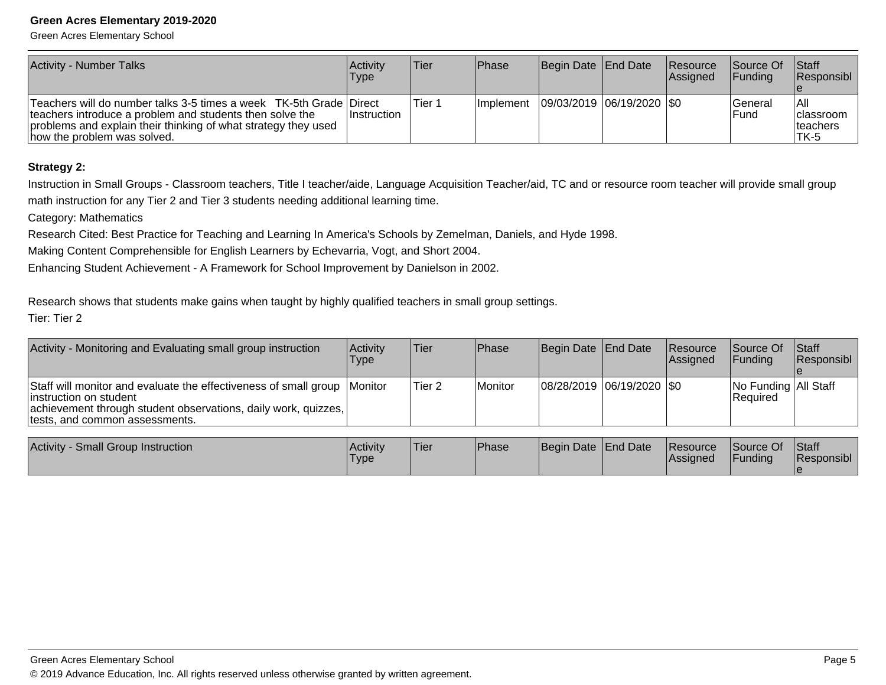| Activity - Number Talks | Activity Type | Tier | Phase | Begin Date | End Date | Resource Assigned | Source Of Funding | Staff Responsible |
|---|---|---|---|---|---|---|---|---|
| Teachers will do number talks 3-5 times a week   TK-5th Grade teachers introduce a problem and students then solve the problems and explain their thinking of what strategy they used how the problem was solved. | Direct Instruction | Tier 1 | Implement | 09/03/2019 | 06/19/2020 | $0 | General Fund | All classroom teachers TK-5 |

**Strategy 2:**

Instruction in Small Groups - Classroom teachers, Title I teacher/aide, Language Acquisition Teacher/aid, TC and or resource room teacher will provide small group math instruction for any Tier 2 and Tier 3 students needing additional learning time.

Category: Mathematics

Research Cited: Best Practice for Teaching and Learning In America's Schools by Zemelman, Daniels, and Hyde 1998.

Making Content Comprehensible for English Learners by Echevarria, Vogt, and Short 2004.

Enhancing Student Achievement - A Framework for School Improvement by Danielson in 2002.

Research shows that students make gains when taught by highly qualified teachers in small group settings.

Tier: Tier 2

| Activity - Monitoring and Evaluating small group instruction | Activity Type | Tier | Phase | Begin Date | End Date | Resource Assigned | Source Of Funding | Staff Responsible |
|---|---|---|---|---|---|---|---|---|
| Staff will monitor and evaluate the effectiveness of small group instruction on student achievement through student observations, daily work, quizzes, tests, and common assessments. | Monitor | Tier 2 | Monitor | 08/28/2019 | 06/19/2020 | $0 | No Funding Required | All Staff |

| Activity - Small Group Instruction | Activity Type | Tier | Phase | Begin Date | End Date | Resource Assigned | Source Of Funding | Staff Responsible |
|---|---|---|---|---|---|---|---|---|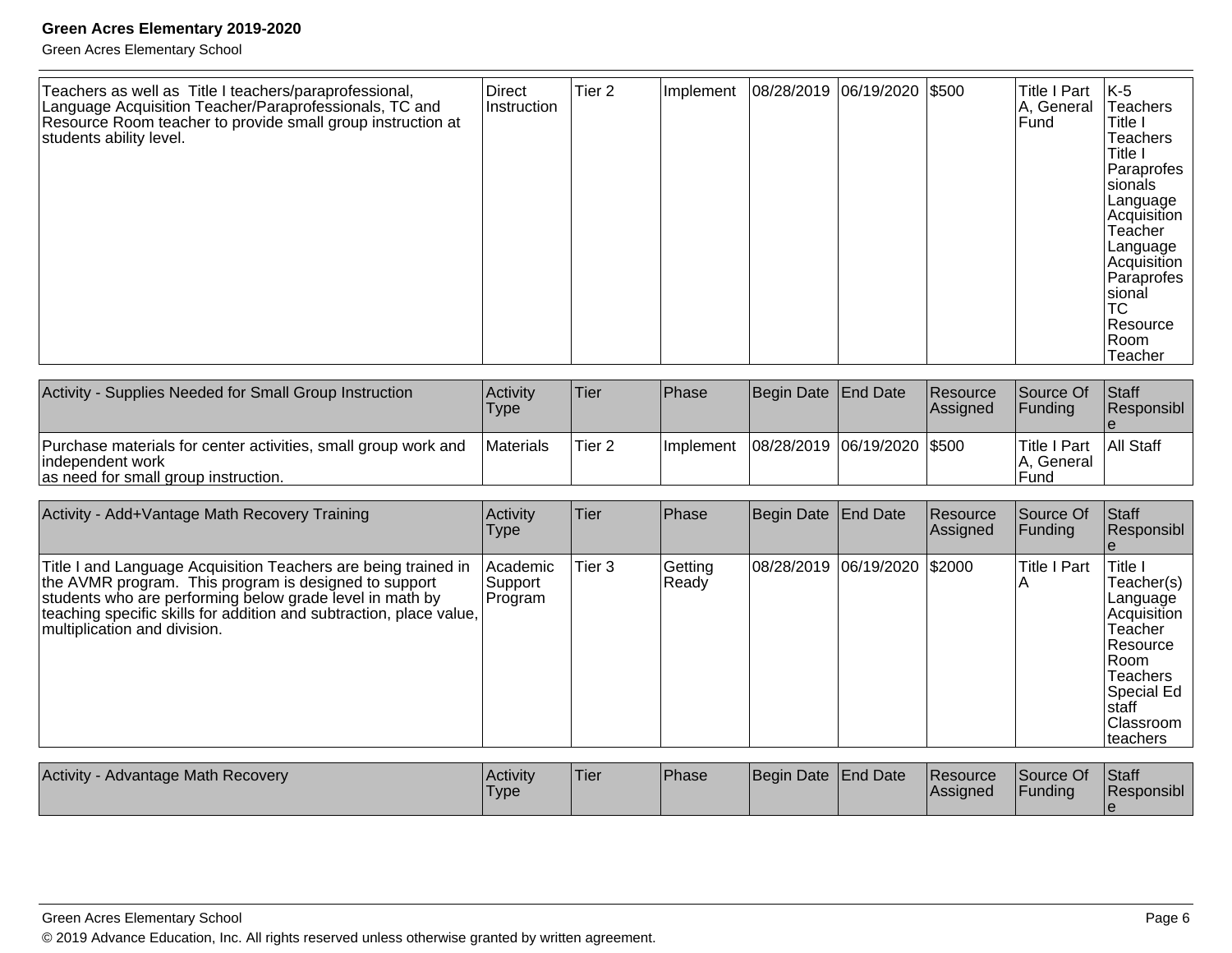| | | | | | | | | |
|---|---|---|---|---|---|---|---|---|
| Teachers as well as Title I teachers/paraprofessional, Language Acquisition Teacher/Paraprofessionals, TC and Resource Room teacher to provide small group instruction at students ability level. | Direct Instruction | Tier 2 | Implement | 08/28/2019 | 06/19/2020 | $500 | Title I Part A, General Fund | K-5 Teachers Title I Teachers Title I Paraprofessionals Language Acquisition Teacher Language Acquisition Paraprofessional TC Resource Room Teacher |

| Activity - Supplies Needed for Small Group Instruction | Activity Type | Tier | Phase | Begin Date | End Date | Resource Assigned | Source Of Funding | Staff Responsible |
|---|---|---|---|---|---|---|---|---|
| Purchase materials for center activities, small group work and independent work as need for small group instruction. | Materials | Tier 2 | Implement | 08/28/2019 | 06/19/2020 | $500 | Title I Part A, General Fund | All Staff |

| Activity - Add+Vantage Math Recovery Training | Activity Type | Tier | Phase | Begin Date | End Date | Resource Assigned | Source Of Funding | Staff Responsible |
|---|---|---|---|---|---|---|---|---|
| Title I and Language Acquisition Teachers are being trained in the AVMR program. This program is designed to support students who are performing below grade level in math by teaching specific skills for addition and subtraction, place value, multiplication and division. | Academic Support Program | Tier 3 | Getting Ready | 08/28/2019 | 06/19/2020 | $2000 | Title I Part A | Title I Teacher(s) Language Acquisition Teacher Resource Room Teachers Special Ed staff Classroom teachers |

| Activity - Advantage Math Recovery | Activity Type | Tier | Phase | Begin Date | End Date | Resource Assigned | Source Of Funding | Staff Responsible |
|---|---|---|---|---|---|---|---|---|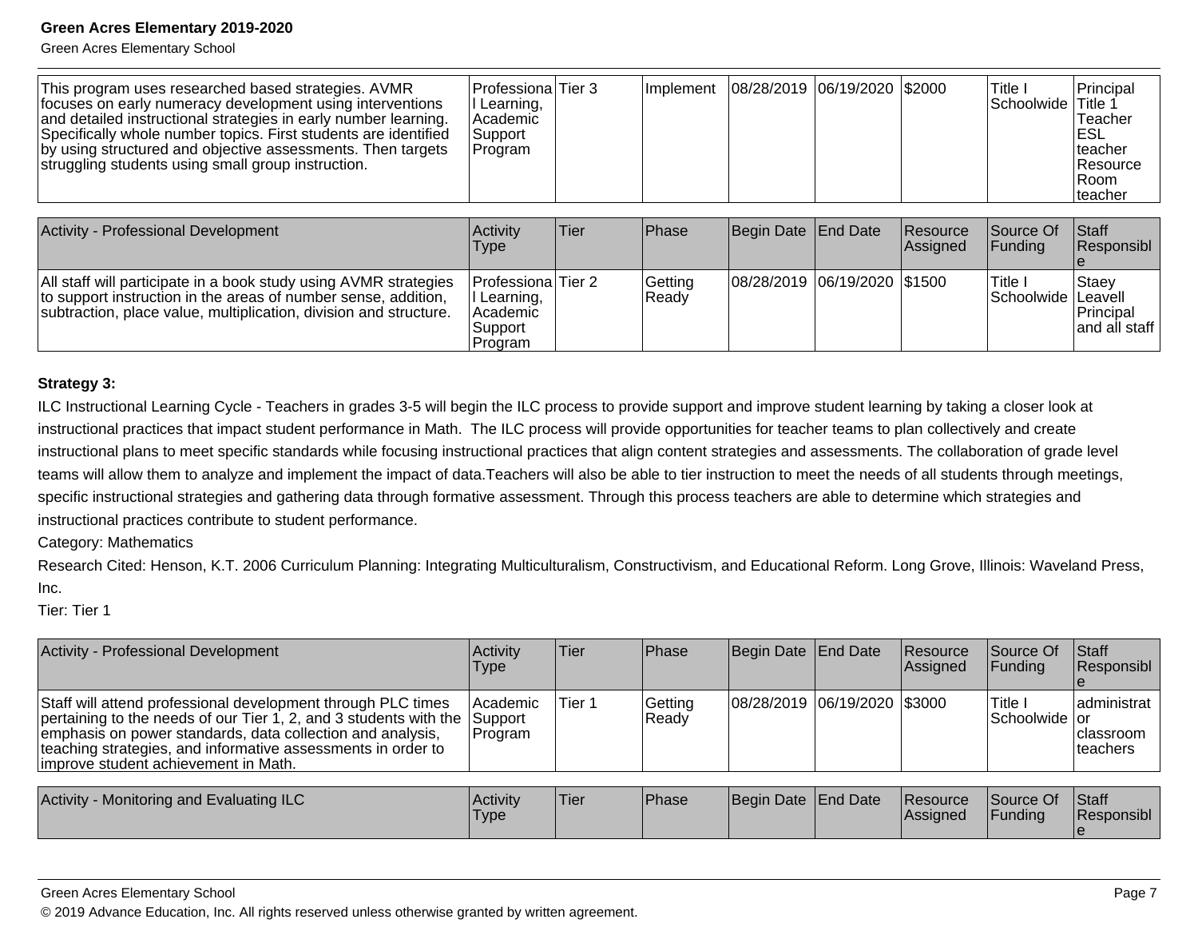| | | | | | | | | |
|---|---|---|---|---|---|---|---|---|
| This program uses researched based strategies. AVMR focuses on early numeracy development using interventions and detailed instructional strategies in early number learning. Specifically whole number topics. First students are identified by using structured and objective assessments. Then targets struggling students using small group instruction. | Professional Learning, Academic Support Program | Tier 3 | Implement | 08/28/2019 | 06/19/2020 | $2000 | Title I Schoolwide | Principal Title 1 Teacher ESL teacher Resource Room teacher |

| Activity - Professional Development | Activity Type | Tier | Phase | Begin Date | End Date | Resource Assigned | Source Of Funding | Staff Responsible |
|---|---|---|---|---|---|---|---|---|
| All staff will participate in a book study using AVMR strategies to support instruction in the areas of number sense, addition, subtraction, place value, multiplication, division and structure. | Professional Learning, Academic Support Program | Tier 2 | Getting Ready | 08/28/2019 | 06/19/2020 | $1500 | Title I Schoolwide | Staey Leavell Principal and all staff |

**Strategy 3:**

ILC Instructional Learning Cycle - Teachers in grades 3-5 will begin the ILC process to provide support and improve student learning by taking a closer look at instructional practices that impact student performance in Math. The ILC process will provide opportunities for teacher teams to plan collectively and create instructional plans to meet specific standards while focusing instructional practices that align content strategies and assessments. The collaboration of grade level teams will allow them to analyze and implement the impact of data.Teachers will also be able to tier instruction to meet the needs of all students through meetings, specific instructional strategies and gathering data through formative assessment. Through this process teachers are able to determine which strategies and instructional practices contribute to student performance.

Category: Mathematics

Research Cited: Henson, K.T. 2006 Curriculum Planning: Integrating Multiculturalism, Constructivism, and Educational Reform. Long Grove, Illinois: Waveland Press, Inc.

Tier: Tier 1

| Activity - Professional Development | Activity Type | Tier | Phase | Begin Date | End Date | Resource Assigned | Source Of Funding | Staff Responsible |
|---|---|---|---|---|---|---|---|---|
| Staff will attend professional development through PLC times pertaining to the needs of our Tier 1, 2, and 3 students with the emphasis on power standards, data collection and analysis, teaching strategies, and informative assessments in order to improve student achievement in Math. | Academic Support Program | Tier 1 | Getting Ready | 08/28/2019 | 06/19/2020 | $3000 | Title I Schoolwide | administrator classroom teachers |

| Activity - Monitoring and Evaluating ILC | Activity Type | Tier | Phase | Begin Date | End Date | Resource Assigned | Source Of Funding | Staff Responsible |
|---|---|---|---|---|---|---|---|---|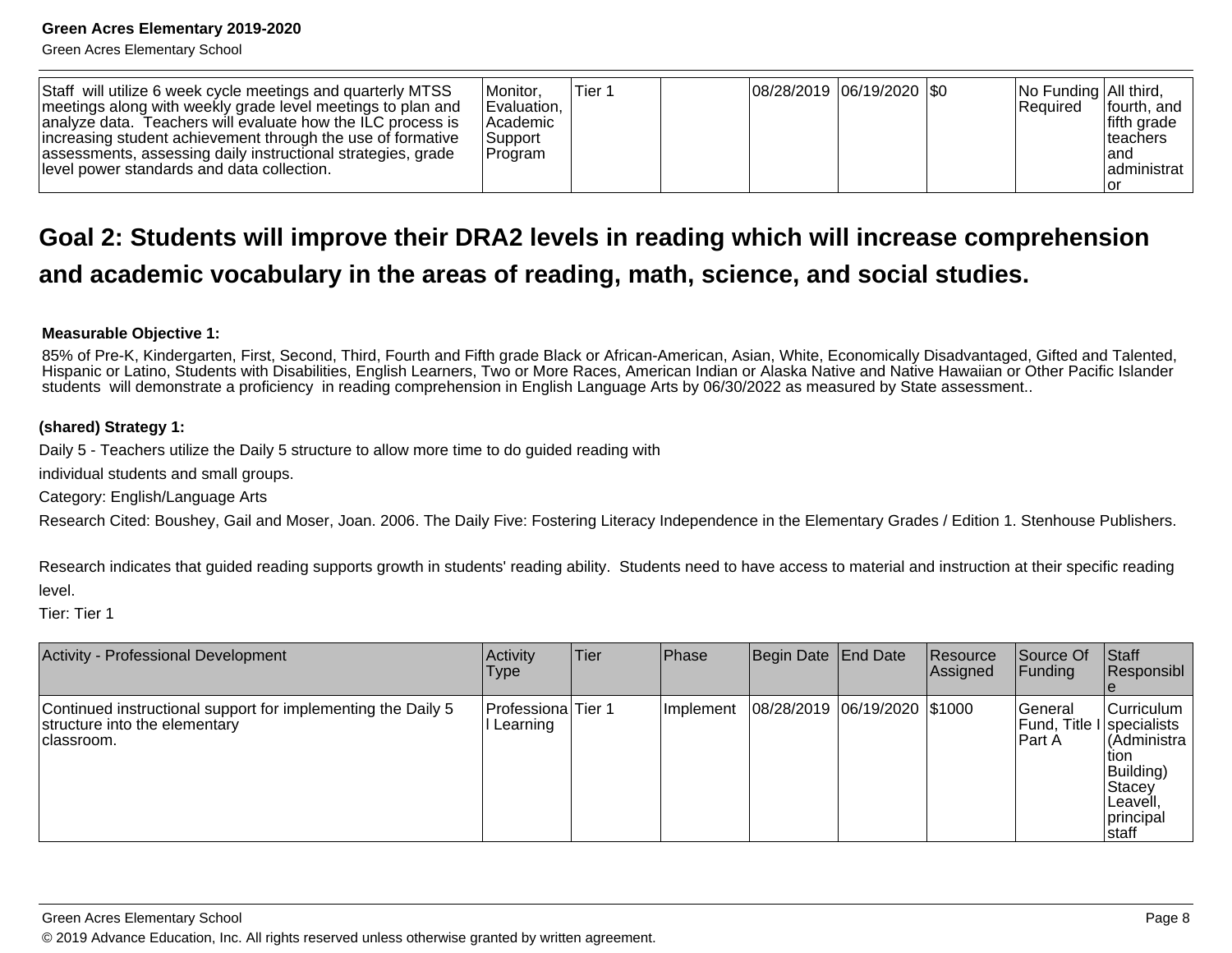| Staff will utilize 6 week cycle meetings and quarterly MTSS meetings along with weekly grade level meetings to plan and analyze data. Teachers will evaluate how the ILC process is increasing student achievement through the use of formative assessments, assessing daily instructional strategies, grade level power standards and data collection. | Monitor, Evaluation, Academic Support Program | Tier 1 | | 08/28/2019 | 06/19/2020 | $0 | No Funding Required | All third, fourth, and fifth grade teachers and administrator |
|---|---|---|---|---|---|---|---|---|

## Goal 2: Students will improve their DRA2 levels in reading which will increase comprehension and academic vocabulary in the areas of reading, math, science, and social studies.

**Measurable Objective 1:**

85% of Pre-K, Kindergarten, First, Second, Third, Fourth and Fifth grade Black or African-American, Asian, White, Economically Disadvantaged, Gifted and Talented, Hispanic or Latino, Students with Disabilities, English Learners, Two or More Races, American Indian or Alaska Native and Native Hawaiian or Other Pacific Islander students will demonstrate a proficiency in reading comprehension in English Language Arts by 06/30/2022 as measured by State assessment..

**(shared) Strategy 1:**

Daily 5 - Teachers utilize the Daily 5 structure to allow more time to do guided reading with individual students and small groups.

Category: English/Language Arts

Research Cited: Boushey, Gail and Moser, Joan. 2006. The Daily Five: Fostering Literacy Independence in the Elementary Grades / Edition 1. Stenhouse Publishers.

Research indicates that guided reading supports growth in students' reading ability. Students need to have access to material and instruction at their specific reading level.

Tier: Tier 1

| Activity - Professional Development | Activity Type | Tier | Phase | Begin Date | End Date | Resource Assigned | Source Of Funding | Staff Responsible |
|---|---|---|---|---|---|---|---|---|
| Continued instructional support for implementing the Daily 5 structure into the elementary classroom. | Professional Learning | Tier 1 | Implement | 08/28/2019 | 06/19/2020 | $1000 | General Fund, Title I Part A | Curriculum specialists (Administration Building) Stacey Leavell, principal staff |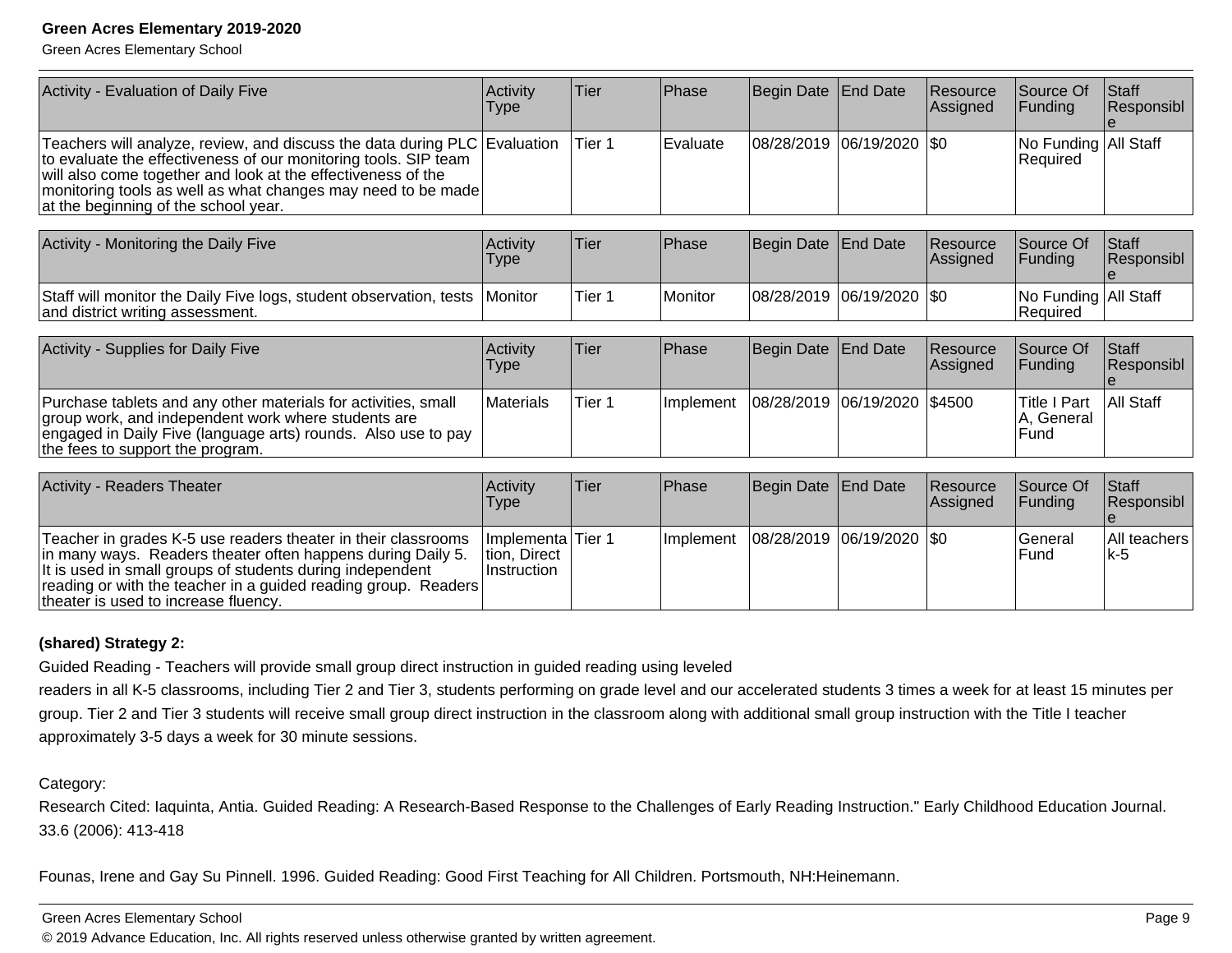| Activity - Evaluation of Daily Five | Activity Type | Tier | Phase | Begin Date | End Date | Resource Assigned | Source Of Funding | Staff Responsible |
|---|---|---|---|---|---|---|---|---|
| Teachers will analyze, review, and discuss the data during PLC to evaluate the effectiveness of our monitoring tools. SIP team will also come together and look at the effectiveness of the monitoring tools as well as what changes may need to be made at the beginning of the school year. | Evaluation | Tier 1 | Evaluate | 08/28/2019 | 06/19/2020 | $0 | No Funding Required | All Staff |

| Activity - Monitoring the Daily Five | Activity Type | Tier | Phase | Begin Date | End Date | Resource Assigned | Source Of Funding | Staff Responsible |
|---|---|---|---|---|---|---|---|---|
| Staff will monitor the Daily Five logs, student observation, tests and district writing assessment. | Monitor | Tier 1 | Monitor | 08/28/2019 | 06/19/2020 | $0 | No Funding Required | All Staff |

| Activity - Supplies for Daily Five | Activity Type | Tier | Phase | Begin Date | End Date | Resource Assigned | Source Of Funding | Staff Responsible |
|---|---|---|---|---|---|---|---|---|
| Purchase tablets and any other materials for activities, small group work, and independent work where students are engaged in Daily Five (language arts) rounds. Also use to pay the fees to support the program. | Materials | Tier 1 | Implement | 08/28/2019 | 06/19/2020 | $4500 | Title I Part A, General Fund | All Staff |

| Activity - Readers Theater | Activity Type | Tier | Phase | Begin Date | End Date | Resource Assigned | Source Of Funding | Staff Responsible |
|---|---|---|---|---|---|---|---|---|
| Teacher in grades K-5 use readers theater in their classrooms in many ways. Readers theater often happens during Daily 5. It is used in small groups of students during independent reading or with the teacher in a guided reading group. Readers theater is used to increase fluency. | Implementation, Direct Instruction | Tier 1 | Implement | 08/28/2019 | 06/19/2020 | $0 | General Fund | All teachers k-5 |

**(shared) Strategy 2:**

Guided Reading - Teachers will provide small group direct instruction in guided reading using leveled readers in all K-5 classrooms, including Tier 2 and Tier 3, students performing on grade level and our accelerated students 3 times a week for at least 15 minutes per group. Tier 2 and Tier 3 students will receive small group direct instruction in the classroom along with additional small group instruction with the Title I teacher approximately 3-5 days a week for 30 minute sessions.

Category:

Research Cited: Iaquinta, Antia. Guided Reading: A Research-Based Response to the Challenges of Early Reading Instruction." Early Childhood Education Journal. 33.6 (2006): 413-418

Founas, Irene and Gay Su Pinnell. 1996. Guided Reading: Good First Teaching for All Children. Portsmouth, NH:Heinemann.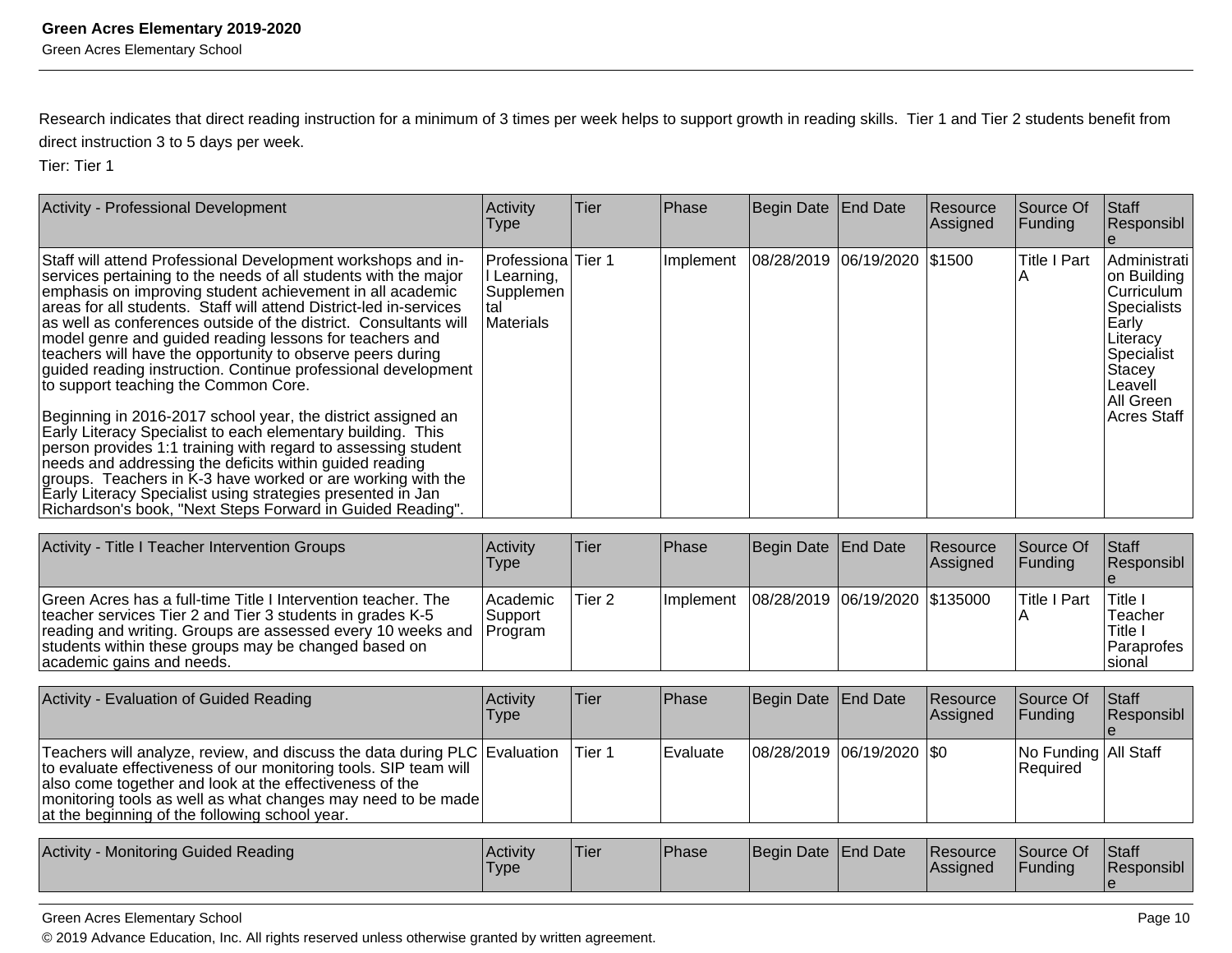Research indicates that direct reading instruction for a minimum of 3 times per week helps to support growth in reading skills.  Tier 1 and Tier 2 students benefit from direct instruction 3 to 5 days per week.

Tier: Tier 1

| Activity - Professional Development | Activity Type | Tier | Phase | Begin Date | End Date | Resource Assigned | Source Of Funding | Staff Responsible |
|---|---|---|---|---|---|---|---|---|
| Staff will attend Professional Development workshops and in-services pertaining to the needs of all students with the major emphasis on improving student achievement in all academic areas for all students.  Staff will attend District-led in-services as well as conferences outside of the district.  Consultants will model genre and guided reading lessons for teachers and teachers will have the opportunity to observe peers during guided reading instruction. Continue professional development to support teaching the Common Core.<br><br>Beginning in 2016-2017 school year, the district assigned an Early Literacy Specialist to each elementary building.  This person provides 1:1 training with regard to assessing student needs and addressing the deficits within guided reading groups.  Teachers in K-3 have worked or are working with the Early Literacy Specialist using strategies presented in Jan Richardson's book, "Next Steps Forward in Guided Reading". | Professional Learning, Supplemental Materials | Tier 1 | Implement | 08/28/2019 | 06/19/2020 | $1500 | Title I Part A | Administration Building Curriculum Specialists<br>Early Literacy Specialist Stacey Leavell<br>All Green Acres Staff |

| Activity - Title I Teacher Intervention Groups | Activity Type | Tier | Phase | Begin Date | End Date | Resource Assigned | Source Of Funding | Staff Responsible |
|---|---|---|---|---|---|---|---|---|
| Green Acres has a full-time Title I Intervention teacher. The teacher services Tier 2 and Tier 3 students in grades K-5 reading and writing. Groups are assessed every 10 weeks and students within these groups may be changed based on academic gains and needs. | Academic Support Program | Tier 2 | Implement | 08/28/2019 | 06/19/2020 | $135000 | Title I Part A | Title I Teacher<br>Title I Paraprofessional |

| Activity - Evaluation of Guided Reading | Activity Type | Tier | Phase | Begin Date | End Date | Resource Assigned | Source Of Funding | Staff Responsible |
|---|---|---|---|---|---|---|---|---|
| Teachers will analyze, review, and discuss the data during PLC to evaluate effectiveness of our monitoring tools. SIP team will also come together and look at the effectiveness of the monitoring tools as well as what changes may need to be made at the beginning of the following school year. | Evaluation | Tier 1 | Evaluate | 08/28/2019 | 06/19/2020 | $0 | No Funding Required | All Staff |

| Activity - Monitoring Guided Reading | Activity Type | Tier | Phase | Begin Date | End Date | Resource Assigned | Source Of Funding | Staff Responsible |
|---|---|---|---|---|---|---|---|---|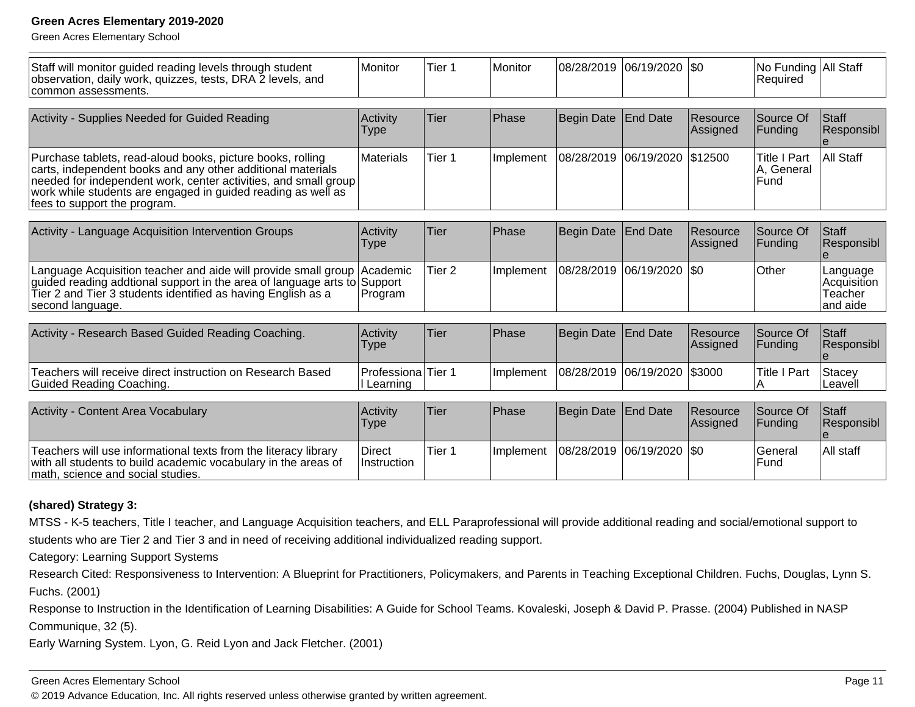| Staff will monitor guided reading levels through student observation, daily work, quizzes, tests, DRA 2 levels, and common assessments. | Monitor | Tier 1 | Monitor | 08/28/2019 | 06/19/2020 | $0 | No Funding Required | All Staff |
|---|---|---|---|---|---|---|---|---|

| Activity - Supplies Needed for Guided Reading | Activity Type | Tier | Phase | Begin Date | End Date | Resource Assigned | Source Of Funding | Staff Responsible |
|---|---|---|---|---|---|---|---|---|
| Purchase tablets, read-aloud books, picture books, rolling carts, independent books and any other additional materials needed for independent work, center activities, and small group work while students are engaged in guided reading as well as fees to support the program. | Materials | Tier 1 | Implement | 08/28/2019 | 06/19/2020 | $12500 | Title I Part A, General Fund | All Staff |

| Activity - Language Acquisition Intervention Groups | Activity Type | Tier | Phase | Begin Date | End Date | Resource Assigned | Source Of Funding | Staff Responsible |
|---|---|---|---|---|---|---|---|---|
| Language Acquisition teacher and aide will provide small group guided reading addtional support in the area of language arts to Tier 2 and Tier 3 students identified as having English as a second language. | Academic Support Program | Tier 2 | Implement | 08/28/2019 | 06/19/2020 | $0 | Other | Language Acquisition Teacher and aide |

| Activity - Research Based Guided Reading Coaching. | Activity Type | Tier | Phase | Begin Date | End Date | Resource Assigned | Source Of Funding | Staff Responsible |
|---|---|---|---|---|---|---|---|---|
| Teachers will receive direct instruction on Research Based Guided Reading Coaching. | Professional Learning | Tier 1 | Implement | 08/28/2019 | 06/19/2020 | $3000 | Title I Part A | Stacey Leavell |

| Activity - Content Area Vocabulary | Activity Type | Tier | Phase | Begin Date | End Date | Resource Assigned | Source Of Funding | Staff Responsible |
|---|---|---|---|---|---|---|---|---|
| Teachers will use informational texts from the literacy library with all students to build academic vocabulary in the areas of math, science and social studies. | Direct Instruction | Tier 1 | Implement | 08/28/2019 | 06/19/2020 | $0 | General Fund | All staff |

**(shared) Strategy 3:**

MTSS - K-5 teachers, Title I teacher, and Language Acquisition teachers, and ELL Paraprofessional will provide additional reading and social/emotional support to students who are Tier 2 and Tier 3 and in need of receiving additional individualized reading support.

Category: Learning Support Systems

Research Cited: Responsiveness to Intervention: A Blueprint for Practitioners, Policymakers, and Parents in Teaching Exceptional Children. Fuchs, Douglas, Lynn S. Fuchs. (2001)

Response to Instruction in the Identification of Learning Disabilities: A Guide for School Teams. Kovaleski, Joseph & David P. Prasse. (2004) Published in NASP Communique, 32 (5).

Early Warning System. Lyon, G. Reid Lyon and Jack Fletcher. (2001)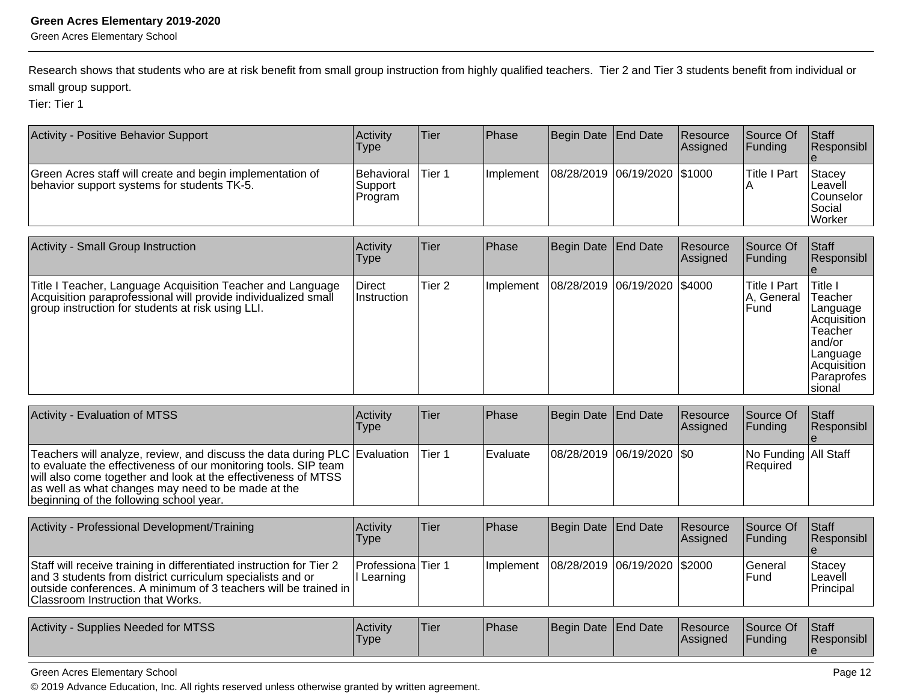Research shows that students who are at risk benefit from small group instruction from highly qualified teachers. Tier 2 and Tier 3 students benefit from individual or small group support.
Tier: Tier 1

| Activity - Positive Behavior Support | Activity Type | Tier | Phase | Begin Date | End Date | Resource Assigned | Source Of Funding | Staff Responsible |
|---|---|---|---|---|---|---|---|---|
| Green Acres staff will create and begin implementation of behavior support systems for students TK-5. | Behavioral Support Program | Tier 1 | Implement | 08/28/2019 | 06/19/2020 | $1000 | Title I Part A | Stacey Leavell Counselor Social Worker |

| Activity - Small Group Instruction | Activity Type | Tier | Phase | Begin Date | End Date | Resource Assigned | Source Of Funding | Staff Responsible |
|---|---|---|---|---|---|---|---|---|
| Title I Teacher, Language Acquisition Teacher and Language Acquisition paraprofessional will provide individualized small group instruction for students at risk using LLI. | Direct Instruction | Tier 2 | Implement | 08/28/2019 | 06/19/2020 | $4000 | Title I Part A, General Fund | Title I Teacher Language Acquisition Teacher and/or Language Acquisition Paraprofessional |

| Activity - Evaluation of MTSS | Activity Type | Tier | Phase | Begin Date | End Date | Resource Assigned | Source Of Funding | Staff Responsible |
|---|---|---|---|---|---|---|---|---|
| Teachers will analyze, review, and discuss the data during PLC to evaluate the effectiveness of our monitoring tools. SIP team will also come together and look at the effectiveness of MTSS as well as what changes may need to be made at the beginning of the following school year. | Evaluation | Tier 1 | Evaluate | 08/28/2019 | 06/19/2020 | $0 | No Funding Required | All Staff |

| Activity - Professional Development/Training | Activity Type | Tier | Phase | Begin Date | End Date | Resource Assigned | Source Of Funding | Staff Responsible |
|---|---|---|---|---|---|---|---|---|
| Staff will receive training in differentiated instruction for Tier 2 and 3 students from district curriculum specialists and or outside conferences. A minimum of 3 teachers will be trained in Classroom Instruction that Works. | Professional Learning | Tier 1 | Implement | 08/28/2019 | 06/19/2020 | $2000 | General Fund | Stacey Leavell Principal |

| Activity - Supplies Needed for MTSS | Activity Type | Tier | Phase | Begin Date | End Date | Resource Assigned | Source Of Funding | Staff Responsible |
|---|---|---|---|---|---|---|---|---|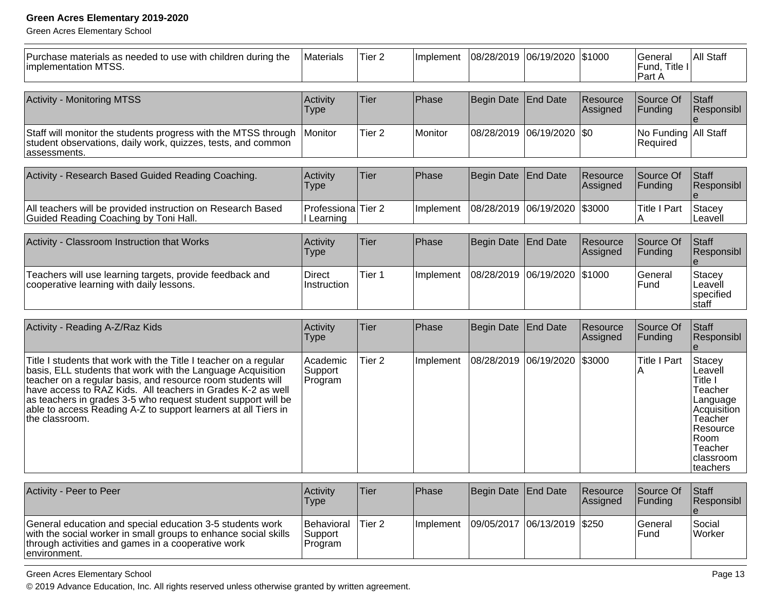| Purchase materials as needed to use with children during the implementation MTSS. | Materials | Tier 2 | Implement | 08/28/2019 | 06/19/2020 | $1000 | General Fund, Title I Part A | All Staff |
|---|---|---|---|---|---|---|---|---|

| Activity - Monitoring MTSS | Activity Type | Tier | Phase | Begin Date | End Date | Resource Assigned | Source Of Funding | Staff Responsible |
|---|---|---|---|---|---|---|---|---|
| Staff will monitor the students progress with the MTSS through student observations, daily work, quizzes, tests, and common assessments. | Monitor | Tier 2 | Monitor | 08/28/2019 | 06/19/2020 | $0 | No Funding Required | All Staff |

| Activity - Research Based Guided Reading Coaching. | Activity Type | Tier | Phase | Begin Date | End Date | Resource Assigned | Source Of Funding | Staff Responsible |
|---|---|---|---|---|---|---|---|---|
| All teachers will be provided instruction on Research Based Guided Reading Coaching by Toni Hall. | Professional Learning | Tier 2 | Implement | 08/28/2019 | 06/19/2020 | $3000 | Title I Part A | Stacey Leavell |

| Activity - Classroom Instruction that Works | Activity Type | Tier | Phase | Begin Date | End Date | Resource Assigned | Source Of Funding | Staff Responsible |
|---|---|---|---|---|---|---|---|---|
| Teachers will use learning targets, provide feedback and cooperative learning with daily lessons. | Direct Instruction | Tier 1 | Implement | 08/28/2019 | 06/19/2020 | $1000 | General Fund | Stacey Leavell specified staff |

| Activity - Reading A-Z/Raz Kids | Activity Type | Tier | Phase | Begin Date | End Date | Resource Assigned | Source Of Funding | Staff Responsible |
|---|---|---|---|---|---|---|---|---|
| Title I students that work with the Title I teacher on a regular basis, ELL students that work with the Language Acquisition teacher on a regular basis, and resource room students will have access to RAZ Kids. All teachers in Grades K-2 as well as teachers in grades 3-5 who request student support will be able to access Reading A-Z to support learners at all Tiers in the classroom. | Academic Support Program | Tier 2 | Implement | 08/28/2019 | 06/19/2020 | $3000 | Title I Part A | Stacey Leavell Title I Teacher Language Acquisition Teacher Resource Room Teacher classroom teachers |

| Activity - Peer to Peer | Activity Type | Tier | Phase | Begin Date | End Date | Resource Assigned | Source Of Funding | Staff Responsible |
|---|---|---|---|---|---|---|---|---|
| General education and special education 3-5 students work with the social worker in small groups to enhance social skills through activities and games in a cooperative work environment. | Behavioral Support Program | Tier 2 | Implement | 09/05/2017 | 06/13/2019 | $250 | General Fund | Social Worker |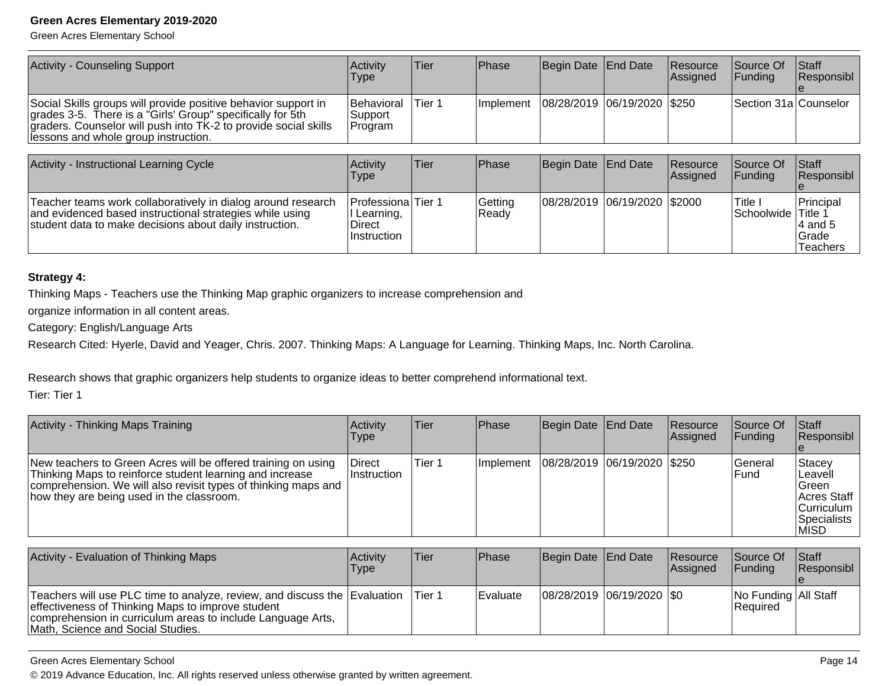| Activity - Counseling Support | Activity Type | Tier | Phase | Begin Date | End Date | Resource Assigned | Source Of Funding | Staff Responsible |
|---|---|---|---|---|---|---|---|---|
| Social Skills groups will provide positive behavior support in grades 3-5. There is a "Girls' Group" specifically for 5th graders. Counselor will push into TK-2 to provide social skills lessons and whole group instruction. | Behavioral Support Program | Tier 1 | Implement | 08/28/2019 | 06/19/2020 | $250 | Section 31a | Counselor |

| Activity - Instructional Learning Cycle | Activity Type | Tier | Phase | Begin Date | End Date | Resource Assigned | Source Of Funding | Staff Responsible |
|---|---|---|---|---|---|---|---|---|
| Teacher teams work collaboratively in dialog around research and evidenced based instructional strategies while using student data to make decisions about daily instruction. | Professional Learning, Direct Instruction | Tier 1 | Getting Ready | 08/28/2019 | 06/19/2020 | $2000 | Title I Schoolwide | Principal Title 1 4 and 5 Grade Teachers |

**Strategy 4:**

Thinking Maps - Teachers use the Thinking Map graphic organizers to increase comprehension and organize information in all content areas.

Category: English/Language Arts

Research Cited: Hyerle, David and Yeager, Chris. 2007. Thinking Maps: A Language for Learning. Thinking Maps, Inc. North Carolina.

Research shows that graphic organizers help students to organize ideas to better comprehend informational text.

Tier: Tier 1

| Activity - Thinking Maps Training | Activity Type | Tier | Phase | Begin Date | End Date | Resource Assigned | Source Of Funding | Staff Responsible |
|---|---|---|---|---|---|---|---|---|
| New teachers to Green Acres will be offered training on using Thinking Maps to reinforce student learning and increase comprehension. We will also revisit types of thinking maps and how they are being used in the classroom. | Direct Instruction | Tier 1 | Implement | 08/28/2019 | 06/19/2020 | $250 | General Fund | Stacey Leavell Green Acres Staff Curriculum Specialists MISD |

| Activity - Evaluation of Thinking Maps | Activity Type | Tier | Phase | Begin Date | End Date | Resource Assigned | Source Of Funding | Staff Responsible |
|---|---|---|---|---|---|---|---|---|
| Teachers will use PLC time to analyze, review, and discuss the effectiveness of Thinking Maps to improve student comprehension in curriculum areas to include Language Arts, Math, Science and Social Studies. | Evaluation | Tier 1 | Evaluate | 08/28/2019 | 06/19/2020 | $0 | No Funding Required | All Staff |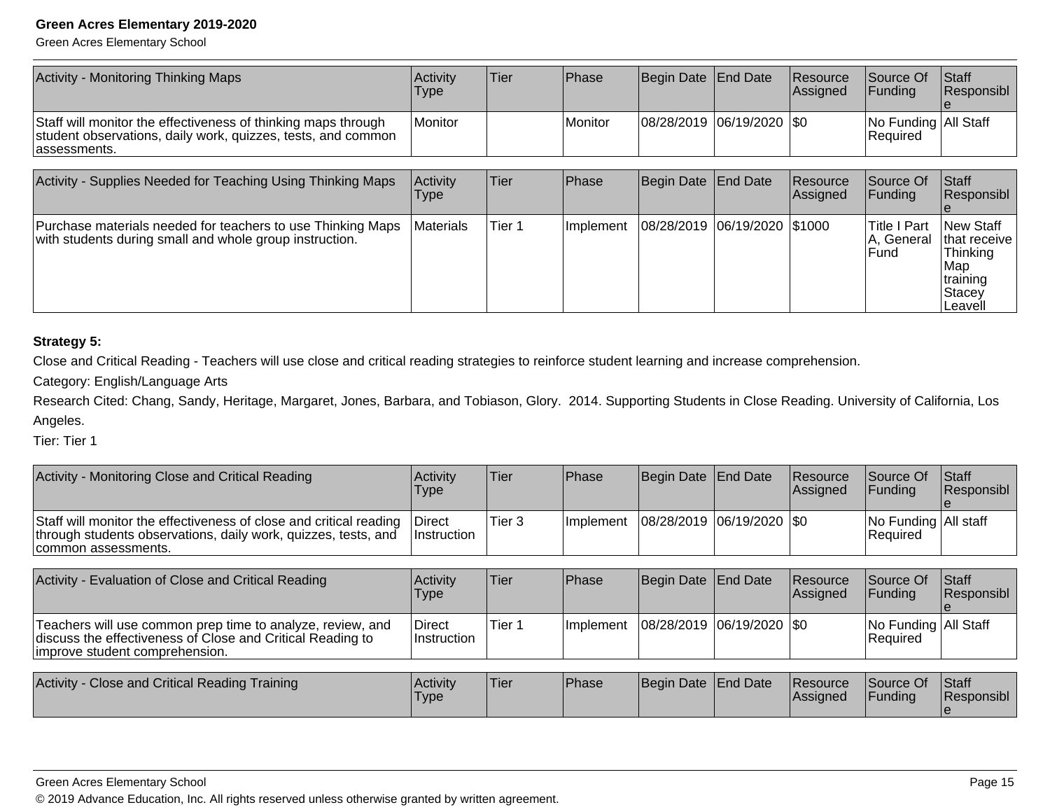| Activity - Monitoring Thinking Maps | Activity Type | Tier | Phase | Begin Date | End Date | Resource Assigned | Source Of Funding | Staff Responsible |
|---|---|---|---|---|---|---|---|---|
| Staff will monitor the effectiveness of thinking maps through student observations, daily work, quizzes, tests, and common assessments. | Monitor | | Monitor | 08/28/2019 | 06/19/2020 | $0 | No Funding Required | All Staff |

| Activity - Supplies Needed for Teaching Using Thinking Maps | Activity Type | Tier | Phase | Begin Date | End Date | Resource Assigned | Source Of Funding | Staff Responsible |
|---|---|---|---|---|---|---|---|---|
| Purchase materials needed for teachers to use Thinking Maps with students during small and whole group instruction. | Materials | Tier 1 | Implement | 08/28/2019 | 06/19/2020 | $1000 | Title I Part A, General Fund | New Staff that receive Thinking Map training Stacey Leavell |

**Strategy 5:**

Close and Critical Reading - Teachers will use close and critical reading strategies to reinforce student learning and increase comprehension.

Category: English/Language Arts

Research Cited: Chang, Sandy, Heritage, Margaret, Jones, Barbara, and Tobiason, Glory. 2014. Supporting Students in Close Reading. University of California, Los Angeles.

Tier: Tier 1

| Activity - Monitoring Close and Critical Reading | Activity Type | Tier | Phase | Begin Date | End Date | Resource Assigned | Source Of Funding | Staff Responsible |
|---|---|---|---|---|---|---|---|---|
| Staff will monitor the effectiveness of close and critical reading through students observations, daily work, quizzes, tests, and common assessments. | Direct Instruction | Tier 3 | Implement | 08/28/2019 | 06/19/2020 | $0 | No Funding Required | All staff |

| Activity - Evaluation of Close and Critical Reading | Activity Type | Tier | Phase | Begin Date | End Date | Resource Assigned | Source Of Funding | Staff Responsible |
|---|---|---|---|---|---|---|---|---|
| Teachers will use common prep time to analyze, review, and discuss the effectiveness of Close and Critical Reading to improve student comprehension. | Direct Instruction | Tier 1 | Implement | 08/28/2019 | 06/19/2020 | $0 | No Funding Required | All Staff |

| Activity - Close and Critical Reading Training | Activity Type | Tier | Phase | Begin Date | End Date | Resource Assigned | Source Of Funding | Staff Responsible |
|---|---|---|---|---|---|---|---|---|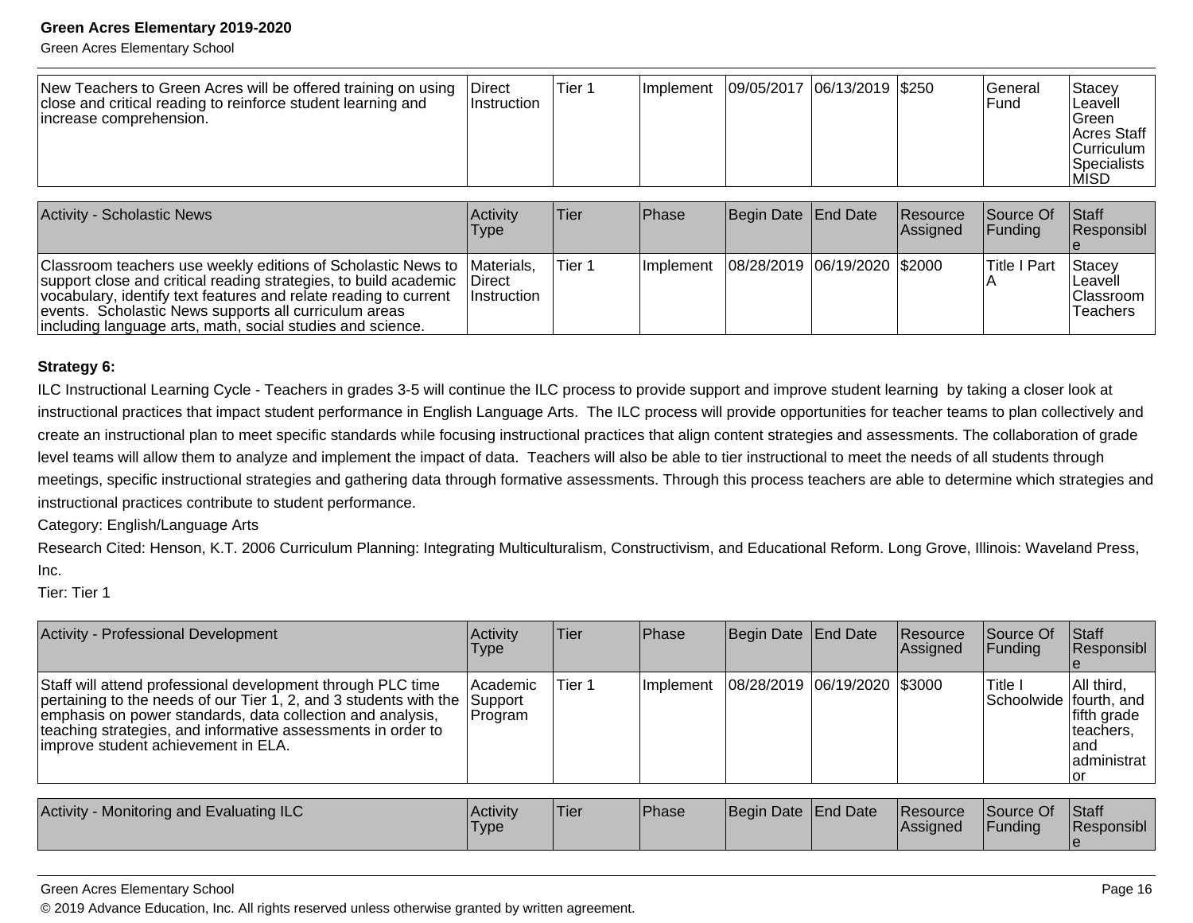| | | | | | | | | |
|---|---|---|---|---|---|---|---|---|
| New Teachers to Green Acres will be offered training on using close and critical reading to reinforce student learning and increase comprehension. | Direct Instruction | Tier 1 | Implement | 09/05/2017 | 06/13/2019 | $250 | General Fund | Stacey Leavell Green Acres Staff Curriculum Specialists MISD |

| Activity - Scholastic News | Activity Type | Tier | Phase | Begin Date | End Date | Resource Assigned | Source Of Funding | Staff Responsible |
|---|---|---|---|---|---|---|---|---|
| Classroom teachers use weekly editions of Scholastic News to support close and critical reading strategies, to build academic vocabulary, identify text features and relate reading to current events.  Scholastic News supports all curriculum areas including language arts, math, social studies and science. | Materials, Direct Instruction | Tier 1 | Implement | 08/28/2019 | 06/19/2020 | $2000 | Title I Part A | Stacey Leavell Classroom Teachers |

**Strategy 6:**

ILC Instructional Learning Cycle - Teachers in grades 3-5 will continue the ILC process to provide support and improve student learning  by taking a closer look at instructional practices that impact student performance in English Language Arts.  The ILC process will provide opportunities for teacher teams to plan collectively and create an instructional plan to meet specific standards while focusing instructional practices that align content strategies and assessments. The collaboration of grade level teams will allow them to analyze and implement the impact of data.  Teachers will also be able to tier instructional to meet the needs of all students through meetings, specific instructional strategies and gathering data through formative assessments. Through this process teachers are able to determine which strategies and instructional practices contribute to student performance.

Category: English/Language Arts

Research Cited: Henson, K.T. 2006 Curriculum Planning: Integrating Multiculturalism, Constructivism, and Educational Reform. Long Grove, Illinois: Waveland Press, Inc.

Tier: Tier 1

| Activity - Professional Development | Activity Type | Tier | Phase | Begin Date | End Date | Resource Assigned | Source Of Funding | Staff Responsible |
|---|---|---|---|---|---|---|---|---|
| Staff will attend professional development through PLC time pertaining to the needs of our Tier 1, 2, and 3 students with the emphasis on power standards, data collection and analysis, teaching strategies, and informative assessments in order to improve student achievement in ELA. | Academic Support Program | Tier 1 | Implement | 08/28/2019 | 06/19/2020 | $3000 | Title I Schoolwide | All third, fourth, and fifth grade teachers, and administrator |

| Activity - Monitoring and Evaluating ILC | Activity Type | Tier | Phase | Begin Date | End Date | Resource Assigned | Source Of Funding | Staff Responsible |
|---|---|---|---|---|---|---|---|---|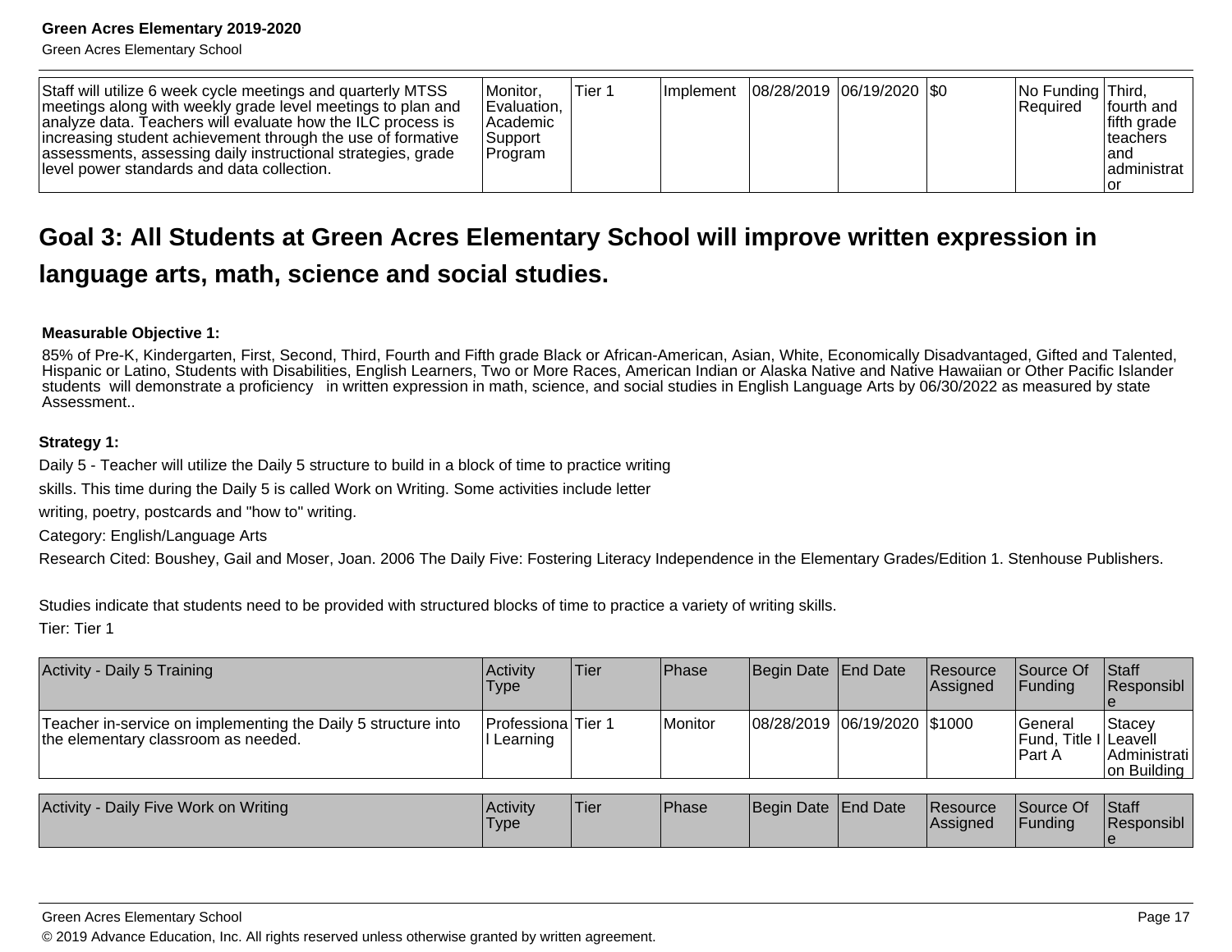| Staff will utilize 6 week cycle meetings and quarterly MTSS meetings along with weekly grade level meetings to plan and analyze data. Teachers will evaluate how the ILC process is increasing student achievement through the use of formative assessments, assessing daily instructional strategies, grade level power standards and data collection. | Monitor, Evaluation, Academic Support Program | Tier 1 | Implement | 08/28/2019 | 06/19/2020 | $0 | No Funding Required | Third, fourth and fifth grade teachers and administrator |
|---|---|---|---|---|---|---|---|---|

## Goal 3: All Students at Green Acres Elementary School will improve written expression in language arts, math, science and social studies.

**Measurable Objective 1:**

85% of Pre-K, Kindergarten, First, Second, Third, Fourth and Fifth grade Black or African-American, Asian, White, Economically Disadvantaged, Gifted and Talented, Hispanic or Latino, Students with Disabilities, English Learners, Two or More Races, American Indian or Alaska Native and Native Hawaiian or Other Pacific Islander students will demonstrate a proficiency in written expression in math, science, and social studies in English Language Arts by 06/30/2022 as measured by state Assessment..

**Strategy 1:**

Daily 5 - Teacher will utilize the Daily 5 structure to build in a block of time to practice writing skills. This time during the Daily 5 is called Work on Writing. Some activities include letter writing, poetry, postcards and "how to" writing.

Category: English/Language Arts

Research Cited: Boushey, Gail and Moser, Joan. 2006 The Daily Five: Fostering Literacy Independence in the Elementary Grades/Edition 1. Stenhouse Publishers.

Studies indicate that students need to be provided with structured blocks of time to practice a variety of writing skills.

Tier: Tier 1

| Activity - Daily 5 Training | Activity Type | Tier | Phase | Begin Date | End Date | Resource Assigned | Source Of Funding | Staff Responsible |
|---|---|---|---|---|---|---|---|---|
| Teacher in-service on implementing the Daily 5 structure into the elementary classroom as needed. | Professional Learning | Tier 1 | Monitor | 08/28/2019 | 06/19/2020 | $1000 | General Fund, Title I Part A | Stacey Leavell Administration Building |

| Activity - Daily Five Work on Writing | Activity Type | Tier | Phase | Begin Date | End Date | Resource Assigned | Source Of Funding | Staff Responsible |
|---|---|---|---|---|---|---|---|---|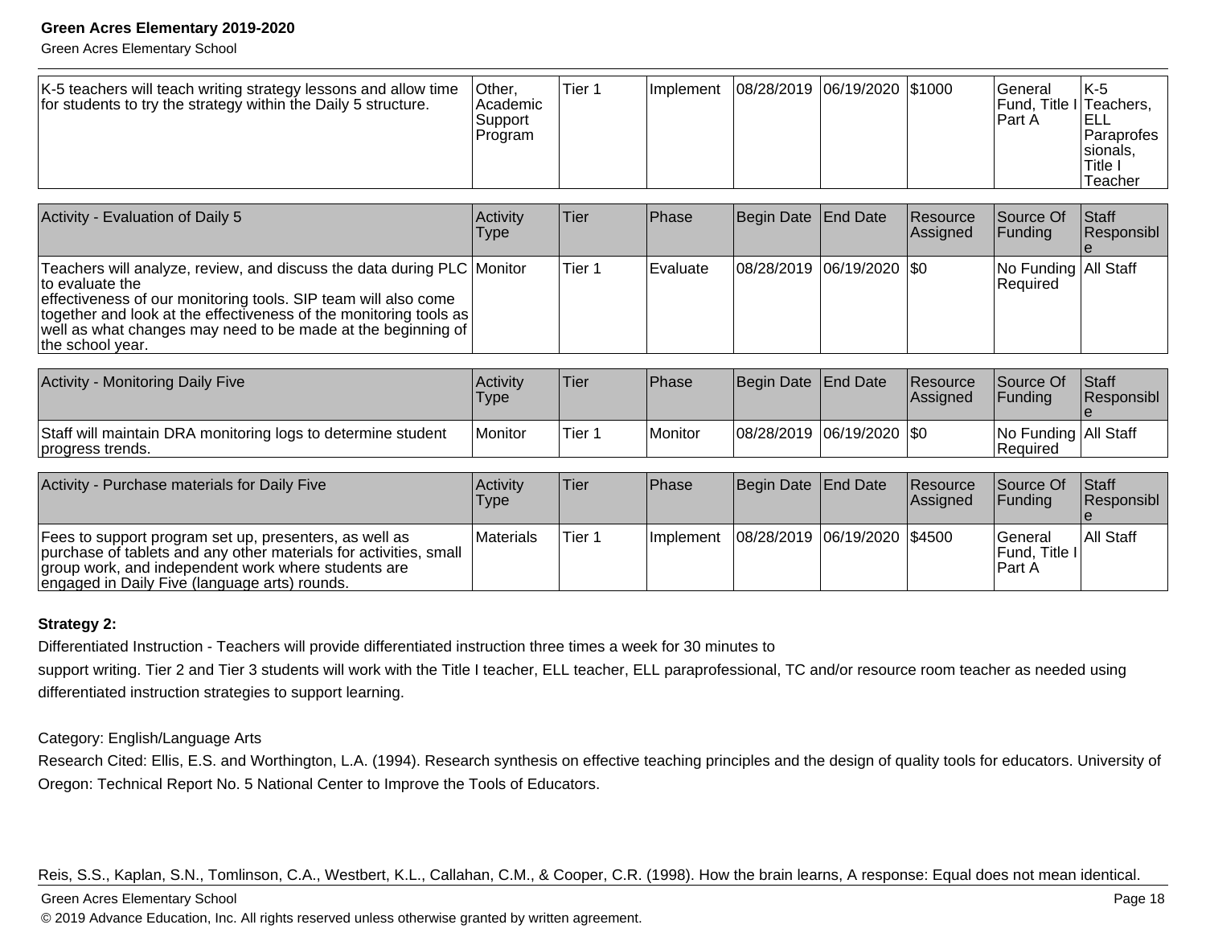| | | | | | | | | |
|---|---|---|---|---|---|---|---|---|
| K-5 teachers will teach writing strategy lessons and allow time for students to try the strategy within the Daily 5 structure. | Other, Academic Support Program | Tier 1 | Implement | 08/28/2019 | 06/19/2020 | $1000 | General Fund, Title I Part A | K-5 Teachers, ELL Paraprofessionals, Title I Teacher |

| Activity - Evaluation of Daily 5 | Activity Type | Tier | Phase | Begin Date | End Date | Resource Assigned | Source Of Funding | Staff Responsible |
|---|---|---|---|---|---|---|---|---|
| Teachers will analyze, review, and discuss the data during PLC to evaluate the effectiveness of our monitoring tools. SIP team will also come together and look at the effectiveness of the monitoring tools as well as what changes may need to be made at the beginning of the school year. | Monitor | Tier 1 | Evaluate | 08/28/2019 | 06/19/2020 | $0 | No Funding Required | All Staff |

| Activity - Monitoring Daily Five | Activity Type | Tier | Phase | Begin Date | End Date | Resource Assigned | Source Of Funding | Staff Responsible |
|---|---|---|---|---|---|---|---|---|
| Staff will maintain DRA monitoring logs to determine student progress trends. | Monitor | Tier 1 | Monitor | 08/28/2019 | 06/19/2020 | $0 | No Funding Required | All Staff |

| Activity - Purchase materials for Daily Five | Activity Type | Tier | Phase | Begin Date | End Date | Resource Assigned | Source Of Funding | Staff Responsible |
|---|---|---|---|---|---|---|---|---|
| Fees to support program set up, presenters, as well as purchase of tablets and any other materials for activities, small group work, and independent work where students are engaged in Daily Five (language arts) rounds. | Materials | Tier 1 | Implement | 08/28/2019 | 06/19/2020 | $4500 | General Fund, Title I Part A | All Staff |

**Strategy 2:**

Differentiated Instruction - Teachers will provide differentiated instruction three times a week for 30 minutes to support writing. Tier 2 and Tier 3 students will work with the Title I teacher, ELL teacher, ELL paraprofessional, TC and/or resource room teacher as needed using differentiated instruction strategies to support learning.

Category: English/Language Arts

Research Cited: Ellis, E.S. and Worthington, L.A. (1994). Research synthesis on effective teaching principles and the design of quality tools for educators. University of Oregon: Technical Report No. 5 National Center to Improve the Tools of Educators.

Reis, S.S., Kaplan, S.N., Tomlinson, C.A., Westbert, K.L., Callahan, C.M., & Cooper, C.R. (1998). How the brain learns, A response: Equal does not mean identical.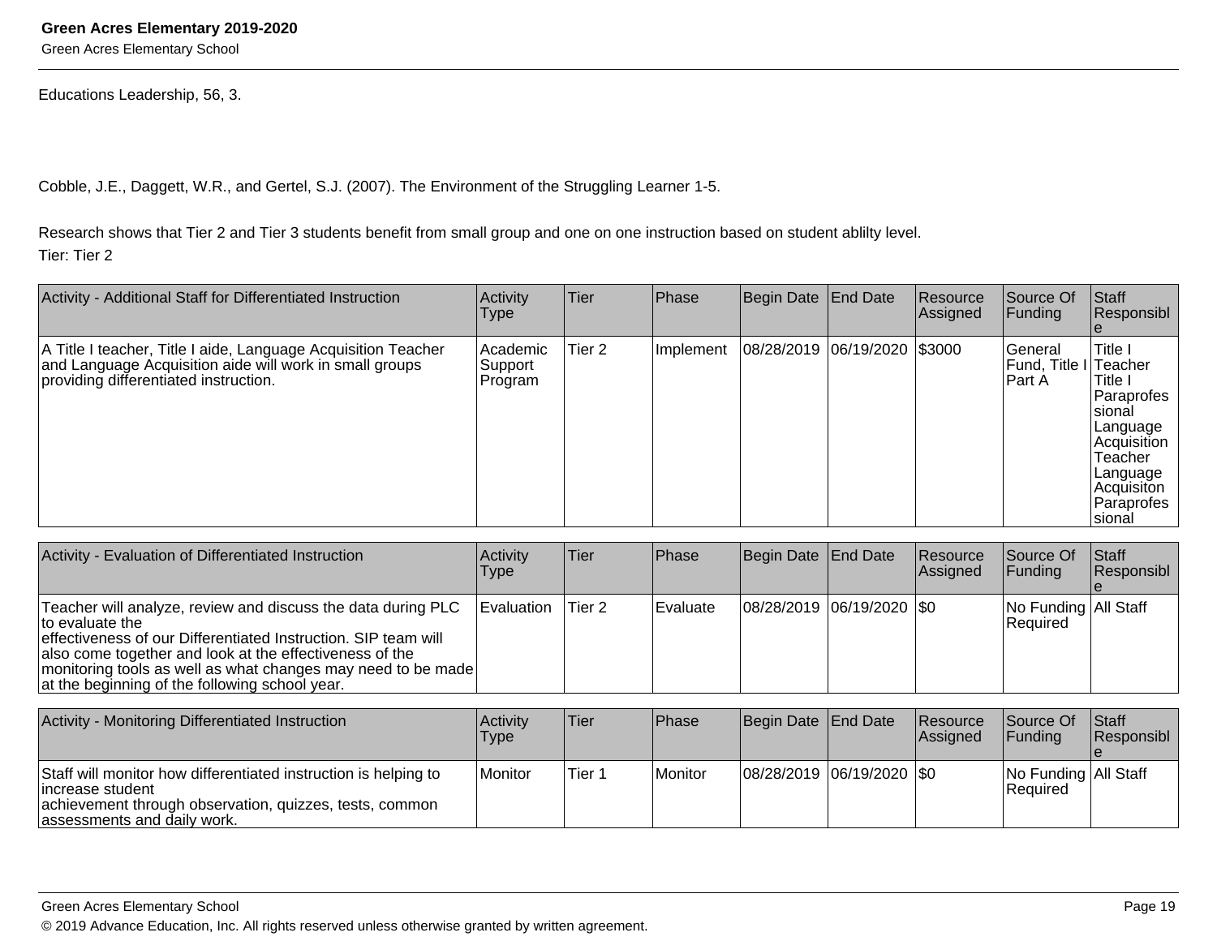Educations Leadership, 56, 3.

Cobble, J.E., Daggett, W.R., and Gertel, S.J. (2007). The Environment of the Struggling Learner 1-5.

Research shows that Tier 2 and Tier 3 students benefit from small group and one on one instruction based on student ablilty level.
Tier: Tier 2

| Activity - Additional Staff for Differentiated Instruction | Activity Type | Tier | Phase | Begin Date | End Date | Resource Assigned | Source Of Funding | Staff Responsible |
|---|---|---|---|---|---|---|---|---|
| A Title I teacher, Title I aide, Language Acquisition Teacher and Language Acquisition aide will work in small groups providing differentiated instruction. | Academic Support Program | Tier 2 | Implement | 08/28/2019 | 06/19/2020 | $3000 | General Fund, Title I Part A | Title I Teacher Title I Paraprofessional Language Acquisition Teacher Language Acquisiton Paraprofessional |

| Activity - Evaluation of Differentiated Instruction | Activity Type | Tier | Phase | Begin Date | End Date | Resource Assigned | Source Of Funding | Staff Responsible |
|---|---|---|---|---|---|---|---|---|
| Teacher will analyze, review and discuss the data during PLC to evaluate the effectiveness of our Differentiated Instruction. SIP team will also come together and look at the effectiveness of the monitoring tools as well as what changes may need to be made at the beginning of the following school year. | Evaluation | Tier 2 | Evaluate | 08/28/2019 | 06/19/2020 | $0 | No Funding Required | All Staff |

| Activity - Monitoring Differentiated Instruction | Activity Type | Tier | Phase | Begin Date | End Date | Resource Assigned | Source Of Funding | Staff Responsible |
|---|---|---|---|---|---|---|---|---|
| Staff will monitor how differentiated instruction is helping to increase student achievement through observation, quizzes, tests, common assessments and daily work. | Monitor | Tier 1 | Monitor | 08/28/2019 | 06/19/2020 | $0 | No Funding Required | All Staff |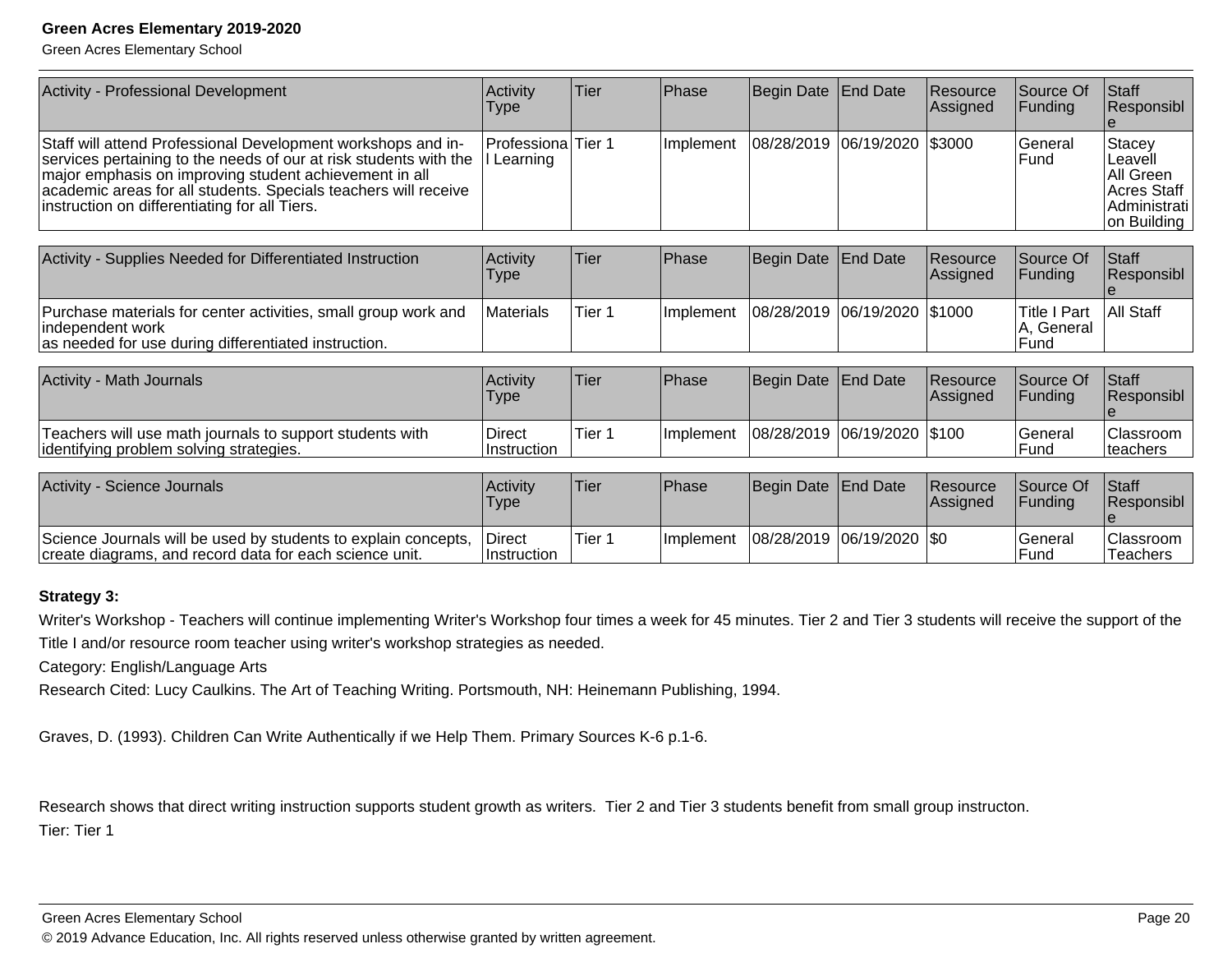| Activity - Professional Development | Activity Type | Tier | Phase | Begin Date | End Date | Resource Assigned | Source Of Funding | Staff Responsible |
|---|---|---|---|---|---|---|---|---|
| Staff will attend Professional Development workshops and in-services pertaining to the needs of our at risk students with the major emphasis on improving student achievement in all academic areas for all students. Specials teachers will receive instruction on differentiating for all Tiers. | Professional Learning | Tier 1 | Implement | 08/28/2019 | 06/19/2020 | $3000 | General Fund | Stacey Leavell All Green Acres Staff Administration Building |

| Activity - Supplies Needed for Differentiated Instruction | Activity Type | Tier | Phase | Begin Date | End Date | Resource Assigned | Source Of Funding | Staff Responsible |
|---|---|---|---|---|---|---|---|---|
| Purchase materials for center activities, small group work and independent work as needed for use during differentiated instruction. | Materials | Tier 1 | Implement | 08/28/2019 | 06/19/2020 | $1000 | Title I Part A, General Fund | All Staff |

| Activity - Math Journals | Activity Type | Tier | Phase | Begin Date | End Date | Resource Assigned | Source Of Funding | Staff Responsible |
|---|---|---|---|---|---|---|---|---|
| Teachers will use math journals to support students with identifying problem solving strategies. | Direct Instruction | Tier 1 | Implement | 08/28/2019 | 06/19/2020 | $100 | General Fund | Classroom teachers |

| Activity - Science Journals | Activity Type | Tier | Phase | Begin Date | End Date | Resource Assigned | Source Of Funding | Staff Responsible |
|---|---|---|---|---|---|---|---|---|
| Science Journals will be used by students to explain concepts, create diagrams, and record data for each science unit. | Direct Instruction | Tier 1 | Implement | 08/28/2019 | 06/19/2020 | $0 | General Fund | Classroom Teachers |

**Strategy 3:**

Writer's Workshop - Teachers will continue implementing Writer's Workshop four times a week for 45 minutes. Tier 2 and Tier 3 students will receive the support of the Title I and/or resource room teacher using writer's workshop strategies as needed.

Category: English/Language Arts

Research Cited: Lucy Caulkins. The Art of Teaching Writing. Portsmouth, NH: Heinemann Publishing, 1994.

Graves, D. (1993). Children Can Write Authentically if we Help Them. Primary Sources K-6 p.1-6.

Research shows that direct writing instruction supports student growth as writers. Tier 2 and Tier 3 students benefit from small group instructon.

Tier: Tier 1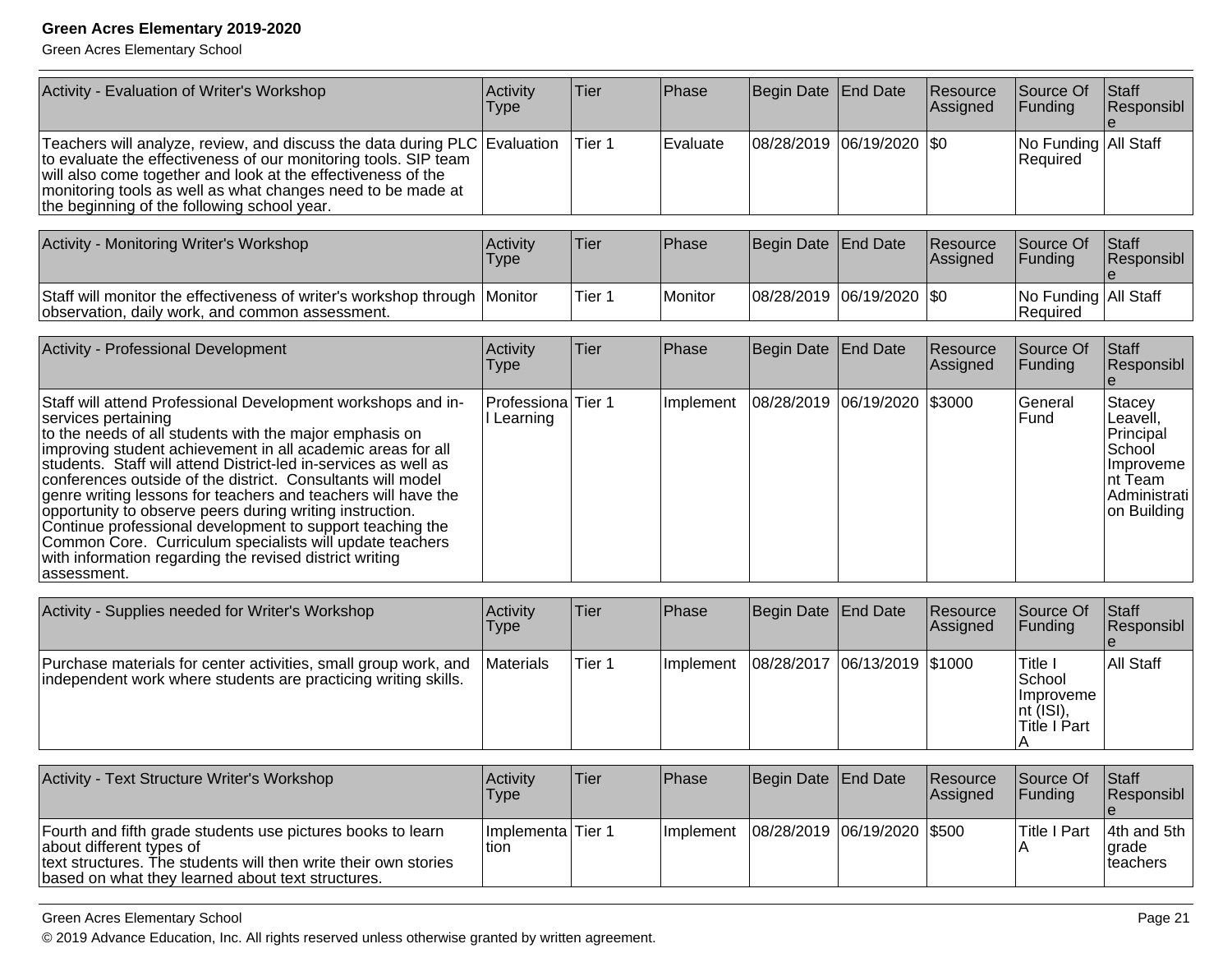| Activity - Evaluation of Writer's Workshop | Activity Type | Tier | Phase | Begin Date | End Date | Resource Assigned | Source Of Funding | Staff Responsible |
|---|---|---|---|---|---|---|---|---|
| Teachers will analyze, review, and discuss the data during PLC to evaluate the effectiveness of our monitoring tools. SIP team will also come together and look at the effectiveness of the monitoring tools as well as what changes need to be made at the beginning of the following school year. | Evaluation | Tier 1 | Evaluate | 08/28/2019 | 06/19/2020 | $0 | No Funding Required | All Staff |

| Activity - Monitoring Writer's Workshop | Activity Type | Tier | Phase | Begin Date | End Date | Resource Assigned | Source Of Funding | Staff Responsible |
|---|---|---|---|---|---|---|---|---|
| Staff will monitor the effectiveness of writer's workshop through observation, daily work, and common assessment. | Monitor | Tier 1 | Monitor | 08/28/2019 | 06/19/2020 | $0 | No Funding Required | All Staff |

| Activity - Professional Development | Activity Type | Tier | Phase | Begin Date | End Date | Resource Assigned | Source Of Funding | Staff Responsible |
|---|---|---|---|---|---|---|---|---|
| Staff will attend Professional Development workshops and in-services pertaining to the needs of all students with the major emphasis on improving student achievement in all academic areas for all students. Staff will attend District-led in-services as well as conferences outside of the district. Consultants will model genre writing lessons for teachers and teachers will have the opportunity to observe peers during writing instruction. Continue professional development to support teaching the Common Core. Curriculum specialists will update teachers with information regarding the revised district writing assessment. | Professional Learning | Tier 1 | Implement | 08/28/2019 | 06/19/2020 | $3000 | General Fund | Stacey Leavell, Principal School Improvement Team Administration Building |

| Activity - Supplies needed for Writer's Workshop | Activity Type | Tier | Phase | Begin Date | End Date | Resource Assigned | Source Of Funding | Staff Responsible |
|---|---|---|---|---|---|---|---|---|
| Purchase materials for center activities, small group work, and independent work where students are practicing writing skills. | Materials | Tier 1 | Implement | 08/28/2017 | 06/13/2019 | $1000 | Title I School Improvement (ISI), Title I Part A | All Staff |

| Activity - Text Structure Writer's Workshop | Activity Type | Tier | Phase | Begin Date | End Date | Resource Assigned | Source Of Funding | Staff Responsible |
|---|---|---|---|---|---|---|---|---|
| Fourth and fifth grade students use pictures books to learn about different types of text structures. The students will then write their own stories based on what they learned about text structures. | Implementation | Tier 1 | Implement | 08/28/2019 | 06/19/2020 | $500 | Title I Part A | 4th and 5th grade teachers |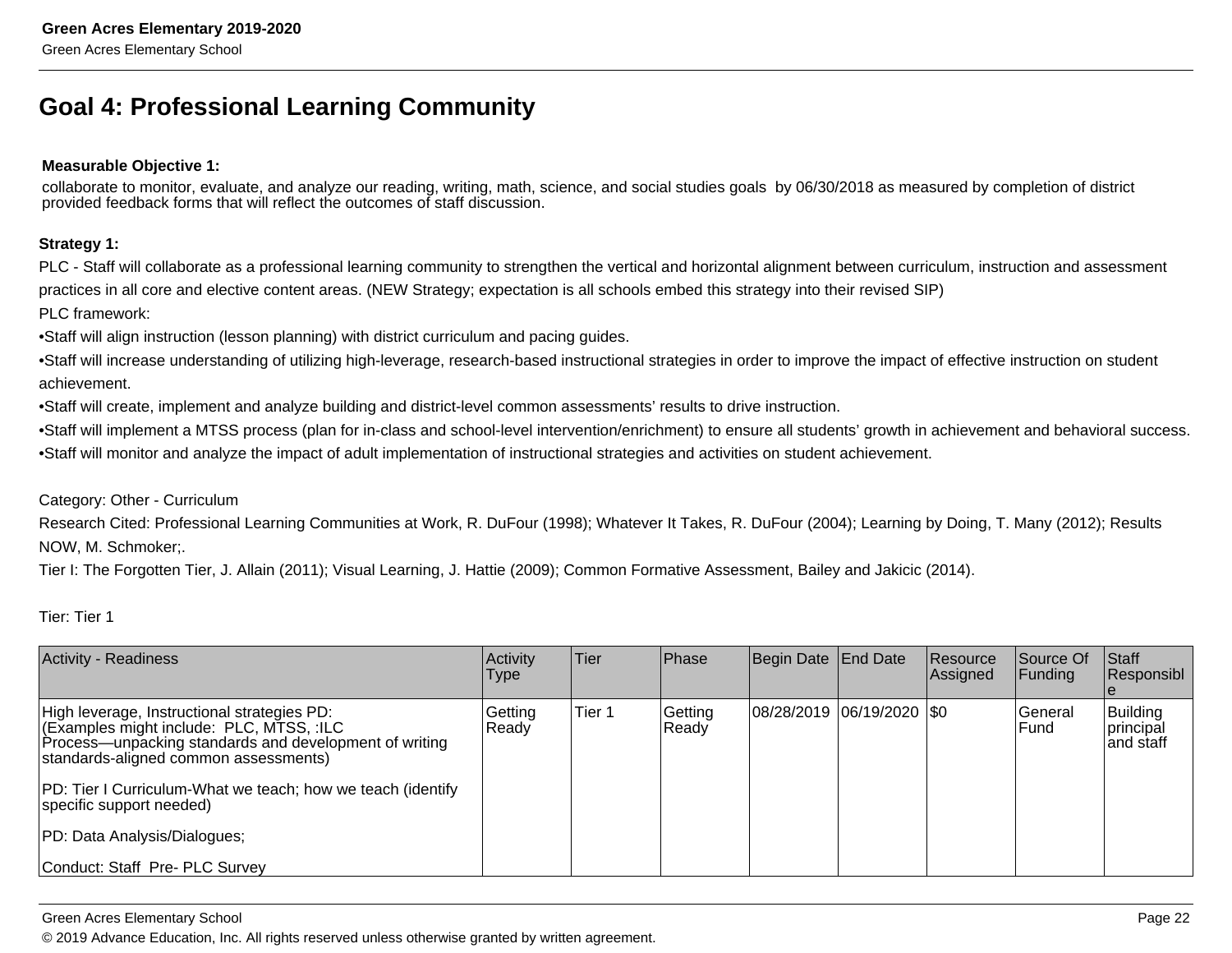# Goal 4: Professional Learning Community

**Measurable Objective 1:**

collaborate to monitor, evaluate, and analyze our reading, writing, math, science, and social studies goals by 06/30/2018 as measured by completion of district provided feedback forms that will reflect the outcomes of staff discussion.

**Strategy 1:**

PLC - Staff will collaborate as a professional learning community to strengthen the vertical and horizontal alignment between curriculum, instruction and assessment practices in all core and elective content areas. (NEW Strategy; expectation is all schools embed this strategy into their revised SIP)

PLC framework:

•Staff will align instruction (lesson planning) with district curriculum and pacing guides.

•Staff will increase understanding of utilizing high-leverage, research-based instructional strategies in order to improve the impact of effective instruction on student achievement.

•Staff will create, implement and analyze building and district-level common assessments' results to drive instruction.

•Staff will implement a MTSS process (plan for in-class and school-level intervention/enrichment) to ensure all students' growth in achievement and behavioral success.

•Staff will monitor and analyze the impact of adult implementation of instructional strategies and activities on student achievement.

Category: Other - Curriculum

Research Cited: Professional Learning Communities at Work, R. DuFour (1998); Whatever It Takes, R. DuFour (2004); Learning by Doing, T. Many (2012); Results NOW, M. Schmoker;.

Tier I: The Forgotten Tier, J. Allain (2011); Visual Learning, J. Hattie (2009); Common Formative Assessment, Bailey and Jakicic (2014).

Tier: Tier 1

| Activity - Readiness | Activity Type | Tier | Phase | Begin Date | End Date | Resource Assigned | Source Of Funding | Staff Responsible |
|---|---|---|---|---|---|---|---|---|
| High leverage, Instructional strategies PD: (Examples might include: PLC, MTSS, :ILC Process—unpacking standards and development of writing standards-aligned common assessments)<br><br>PD: Tier I Curriculum-What we teach; how we teach (identify specific support needed)<br><br>PD: Data Analysis/Dialogues;<br><br>Conduct: Staff Pre- PLC Survey | Getting Ready | Tier 1 | Getting Ready | 08/28/2019 | 06/19/2020 | $0 | General Fund | Building principal and staff |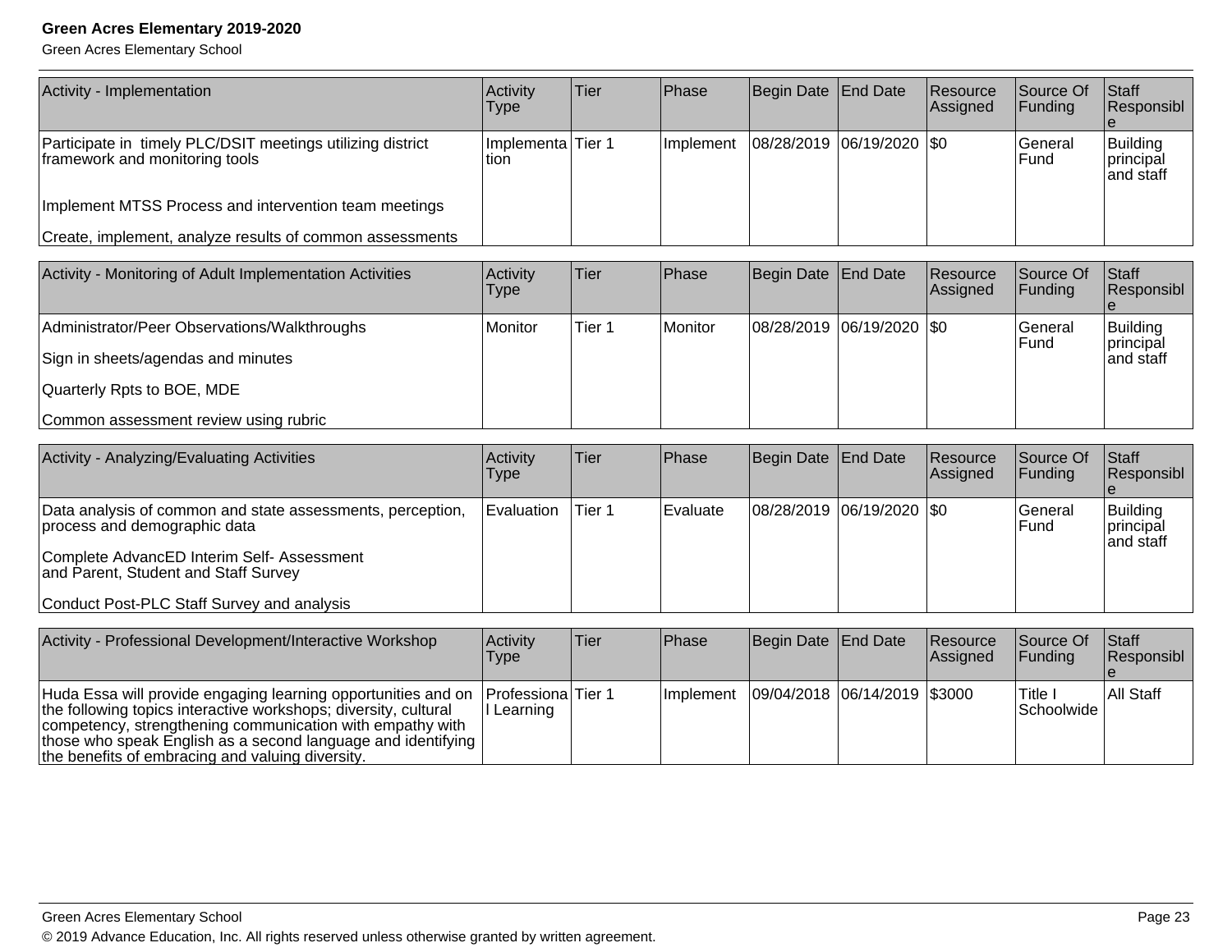| Activity - Implementation | Activity Type | Tier | Phase | Begin Date | End Date | Resource Assigned | Source Of Funding | Staff Responsible |
|---|---|---|---|---|---|---|---|---|
| Participate in timely PLC/DSIT meetings utilizing district framework and monitoring tools<br><br>Implement MTSS Process and intervention team meetings<br><br>Create, implement, analyze results of common assessments | Implementation | Tier 1 | Implement | 08/28/2019 | 06/19/2020 | $0 | General Fund | Building principal and staff |

| Activity - Monitoring of Adult Implementation Activities | Activity Type | Tier | Phase | Begin Date | End Date | Resource Assigned | Source Of Funding | Staff Responsible |
|---|---|---|---|---|---|---|---|---|
| Administrator/Peer Observations/Walkthroughs<br><br>Sign in sheets/agendas and minutes<br><br>Quarterly Rpts to BOE, MDE<br><br>Common assessment review using rubric | Monitor | Tier 1 | Monitor | 08/28/2019 | 06/19/2020 | $0 | General Fund | Building principal and staff |

| Activity - Analyzing/Evaluating Activities | Activity Type | Tier | Phase | Begin Date | End Date | Resource Assigned | Source Of Funding | Staff Responsible |
|---|---|---|---|---|---|---|---|---|
| Data analysis of common and state assessments, perception, process and demographic data<br><br>Complete AdvancED Interim Self- Assessment and Parent, Student and Staff Survey<br><br>Conduct Post-PLC Staff Survey and analysis | Evaluation | Tier 1 | Evaluate | 08/28/2019 | 06/19/2020 | $0 | General Fund | Building principal and staff |

| Activity - Professional Development/Interactive Workshop | Activity Type | Tier | Phase | Begin Date | End Date | Resource Assigned | Source Of Funding | Staff Responsible |
|---|---|---|---|---|---|---|---|---|
| Huda Essa will provide engaging learning opportunities and on the following topics interactive workshops; diversity, cultural competency, strengthening communication with empathy with those who speak English as a second language and identifying the benefits of embracing and valuing diversity. | Professional Learning | Tier 1 | Implement | 09/04/2018 | 06/14/2019 | $3000 | Title I Schoolwide | All Staff |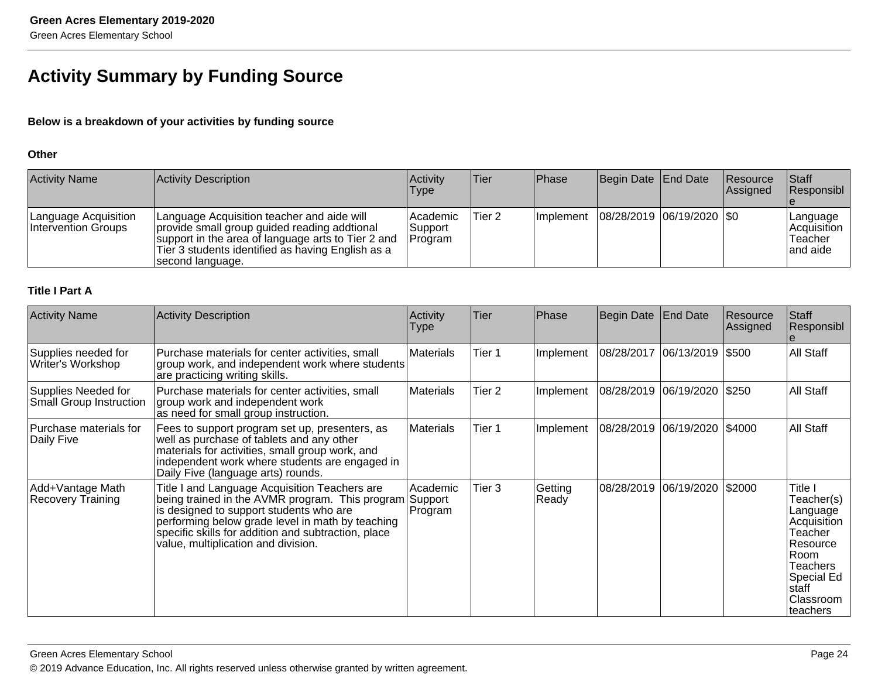## Activity Summary by Funding Source

**Below is a breakdown of your activities by funding source**

**Other**

| Activity Name | Activity Description | Activity Type | Tier | Phase | Begin Date | End Date | Resource Assigned | Staff Responsible |
|---|---|---|---|---|---|---|---|---|
| Language Acquisition Intervention Groups | Language Acquisition teacher and aide will provide small group guided reading addtional support in the area of language arts to Tier 2 and Tier 3 students identified as having English as a second language. | Academic Support Program | Tier 2 | Implement | 08/28/2019 | 06/19/2020 | $0 | Language Acquisition Teacher and aide |

**Title I Part A**

| Activity Name | Activity Description | Activity Type | Tier | Phase | Begin Date | End Date | Resource Assigned | Staff Responsible |
|---|---|---|---|---|---|---|---|---|
| Supplies needed for Writer's Workshop | Purchase materials for center activities, small group work, and independent work where students are practicing writing skills. | Materials | Tier 1 | Implement | 08/28/2017 | 06/13/2019 | $500 | All Staff |
| Supplies Needed for Small Group Instruction | Purchase materials for center activities, small group work and independent work as need for small group instruction. | Materials | Tier 2 | Implement | 08/28/2019 | 06/19/2020 | $250 | All Staff |
| Purchase materials for Daily Five | Fees to support program set up, presenters, as well as purchase of tablets and any other materials for activities, small group work, and independent work where students are engaged in Daily Five (language arts) rounds. | Materials | Tier 1 | Implement | 08/28/2019 | 06/19/2020 | $4000 | All Staff |
| Add+Vantage Math Recovery Training | Title I and Language Acquisition Teachers are being trained in the AVMR program. This program is designed to support students who are performing below grade level in math by teaching specific skills for addition and subtraction, place value, multiplication and division. | Academic Support Program | Tier 3 | Getting Ready | 08/28/2019 | 06/19/2020 | $2000 | Title I Teacher(s) Language Acquisition Teacher Resource Room Teachers Special Ed staff Classroom teachers |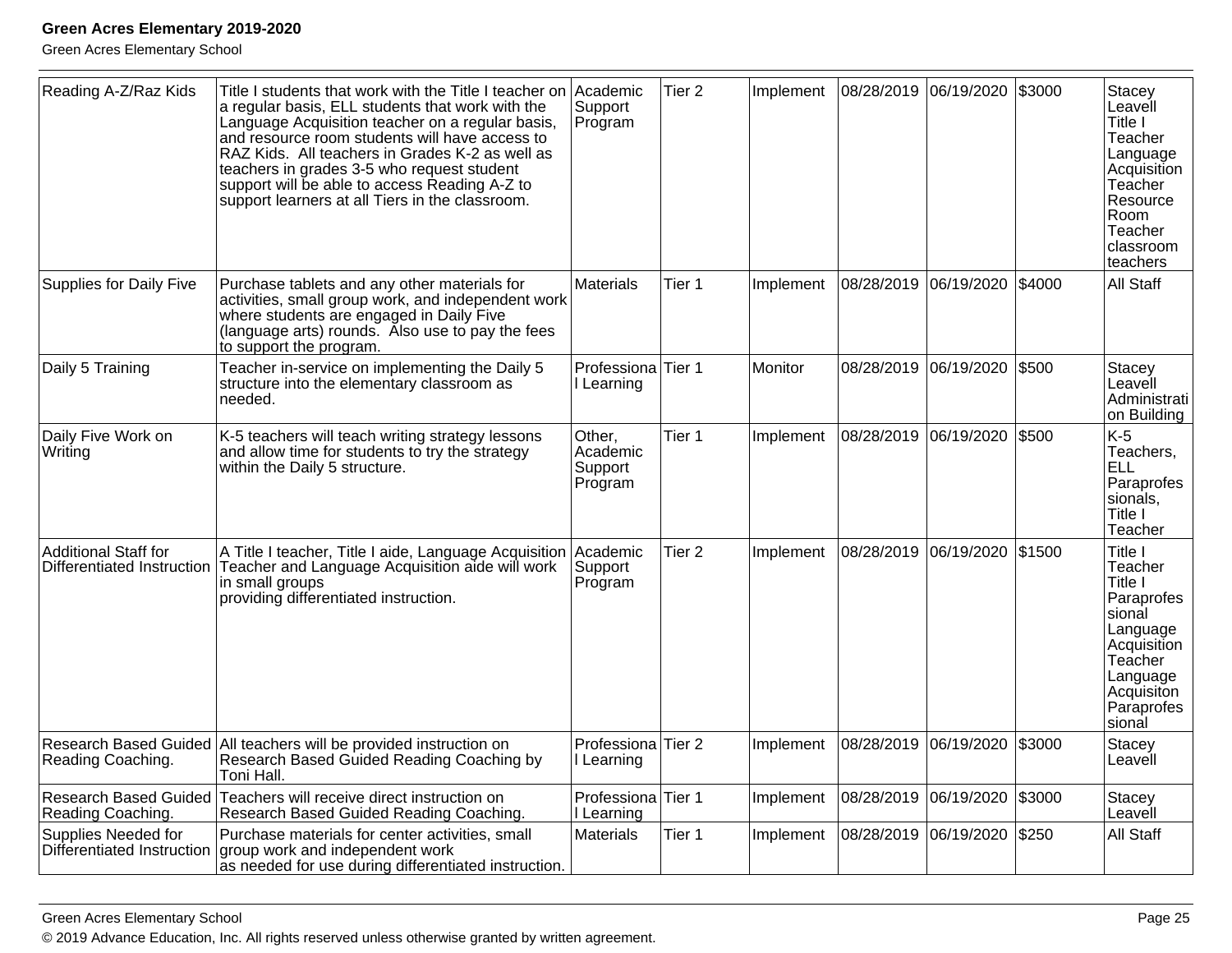| Reading A-Z/Raz Kids | Title I students that work with the Title I teacher on a regular basis, ELL students that work with the Language Acquisition teacher on a regular basis, and resource room students will have access to RAZ Kids. All teachers in Grades K-2 as well as teachers in grades 3-5 who request student support will be able to access Reading A-Z to support learners at all Tiers in the classroom. | Academic Support Program | Tier 2 | Implement | 08/28/2019 | 06/19/2020 | $3000 | Stacey Leavell Title I Teacher Language Acquisition Teacher Resource Room Teacher classroom teachers |
|---|---|---|---|---|---|---|---|---|
| Supplies for Daily Five | Purchase tablets and any other materials for activities, small group work, and independent work where students are engaged in Daily Five (language arts) rounds. Also use to pay the fees to support the program. | Materials | Tier 1 | Implement | 08/28/2019 | 06/19/2020 | $4000 | All Staff |
| Daily 5 Training | Teacher in-service on implementing the Daily 5 structure into the elementary classroom as needed. | Professional Learning | Tier 1 | Monitor | 08/28/2019 | 06/19/2020 | $500 | Stacey Leavell Administration Building |
| Daily Five Work on Writing | K-5 teachers will teach writing strategy lessons and allow time for students to try the strategy within the Daily 5 structure. | Other, Academic Support Program | Tier 1 | Implement | 08/28/2019 | 06/19/2020 | $500 | K-5 Teachers, ELL Paraprofessionals, Title I Teacher |
| Additional Staff for Differentiated Instruction | A Title I teacher, Title I aide, Language Acquisition Teacher and Language Acquisition aide will work in small groups providing differentiated instruction. | Academic Support Program | Tier 2 | Implement | 08/28/2019 | 06/19/2020 | $1500 | Title I Teacher Title I Paraprofessional Language Acquisition Teacher Language Acquisiton Paraprofessional |
| Research Based Guided Reading Coaching. | All teachers will be provided instruction on Research Based Guided Reading Coaching by Toni Hall. | Professional Learning | Tier 2 | Implement | 08/28/2019 | 06/19/2020 | $3000 | Stacey Leavell |
| Research Based Guided Reading Coaching. | Teachers will receive direct instruction on Research Based Guided Reading Coaching. | Professional Learning | Tier 1 | Implement | 08/28/2019 | 06/19/2020 | $3000 | Stacey Leavell |
| Supplies Needed for Differentiated Instruction | Purchase materials for center activities, small group work and independent work as needed for use during differentiated instruction. | Materials | Tier 1 | Implement | 08/28/2019 | 06/19/2020 | $250 | All Staff |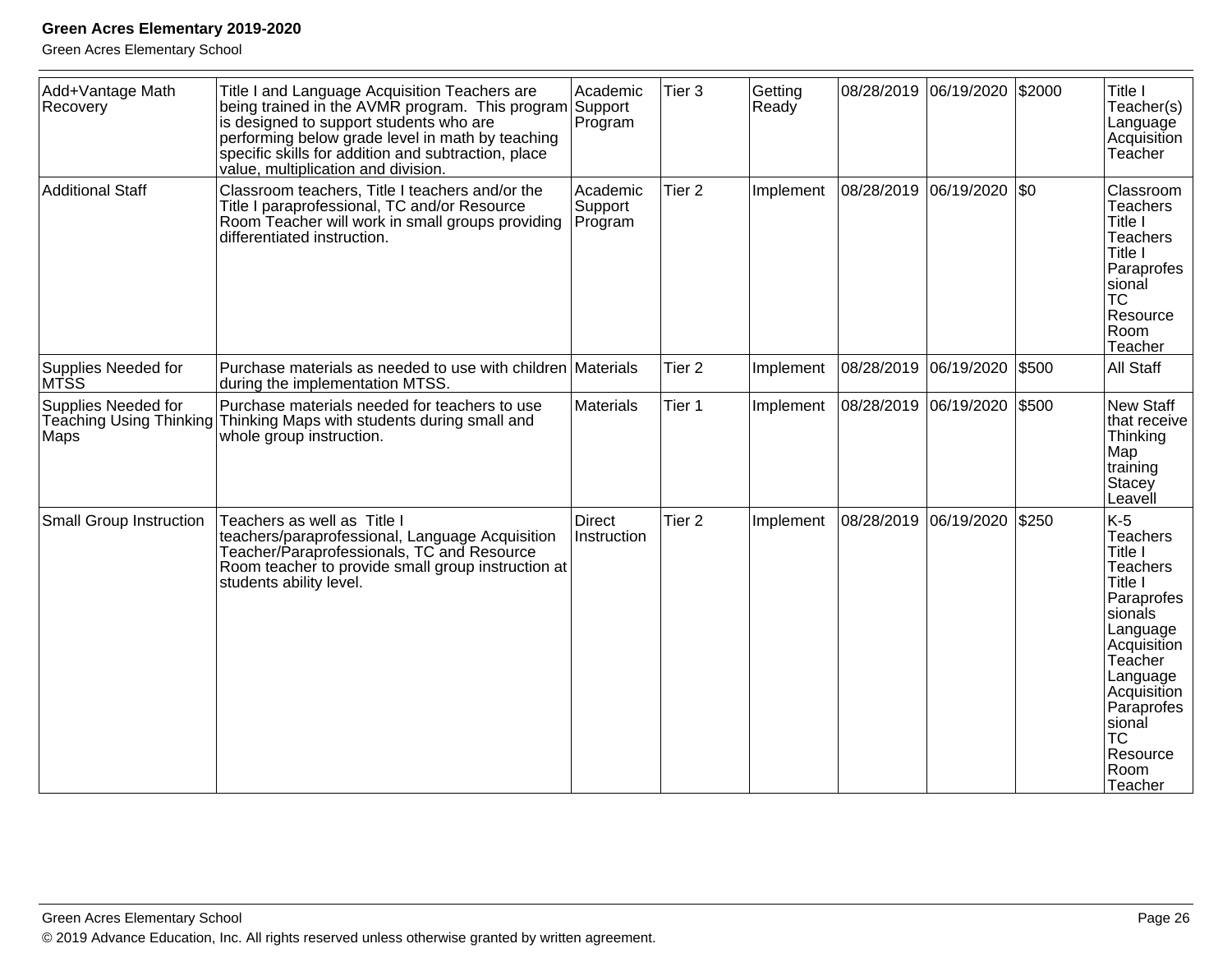| Add+Vantage Math Recovery | Title I and Language Acquisition Teachers are being trained in the AVMR program. This program is designed to support students who are performing below grade level in math by teaching specific skills for addition and subtraction, place value, multiplication and division. | Academic Support Program | Tier 3 | Getting Ready | 08/28/2019 | 06/19/2020 | $2000 | Title I Teacher(s) Language Acquisition Teacher |
|---|---|---|---|---|---|---|---|---|
| Additional Staff | Classroom teachers, Title I teachers and/or the Title I paraprofessional, TC and/or Resource Room Teacher will work in small groups providing differentiated instruction. | Academic Support Program | Tier 2 | Implement | 08/28/2019 | 06/19/2020 | $0 | Classroom Teachers Title I Teachers Title I Paraprofessional TC Resource Room Teacher |
| Supplies Needed for MTSS | Purchase materials as needed to use with children during the implementation MTSS. | Materials | Tier 2 | Implement | 08/28/2019 | 06/19/2020 | $500 | All Staff |
| Supplies Needed for Teaching Using Thinking Maps | Purchase materials needed for teachers to use Thinking Maps with students during small and whole group instruction. | Materials | Tier 1 | Implement | 08/28/2019 | 06/19/2020 | $500 | New Staff that receive Thinking Map training Stacey Leavell |
| Small Group Instruction | Teachers as well as Title I teachers/paraprofessional, Language Acquisition Teacher/Paraprofessionals, TC and Resource Room teacher to provide small group instruction at students ability level. | Direct Instruction | Tier 2 | Implement | 08/28/2019 | 06/19/2020 | $250 | K-5 Teachers Title I Teachers Title I Paraprofessionals Language Acquisition Teacher Language Acquisition Paraprofessional TC Resource Room Teacher |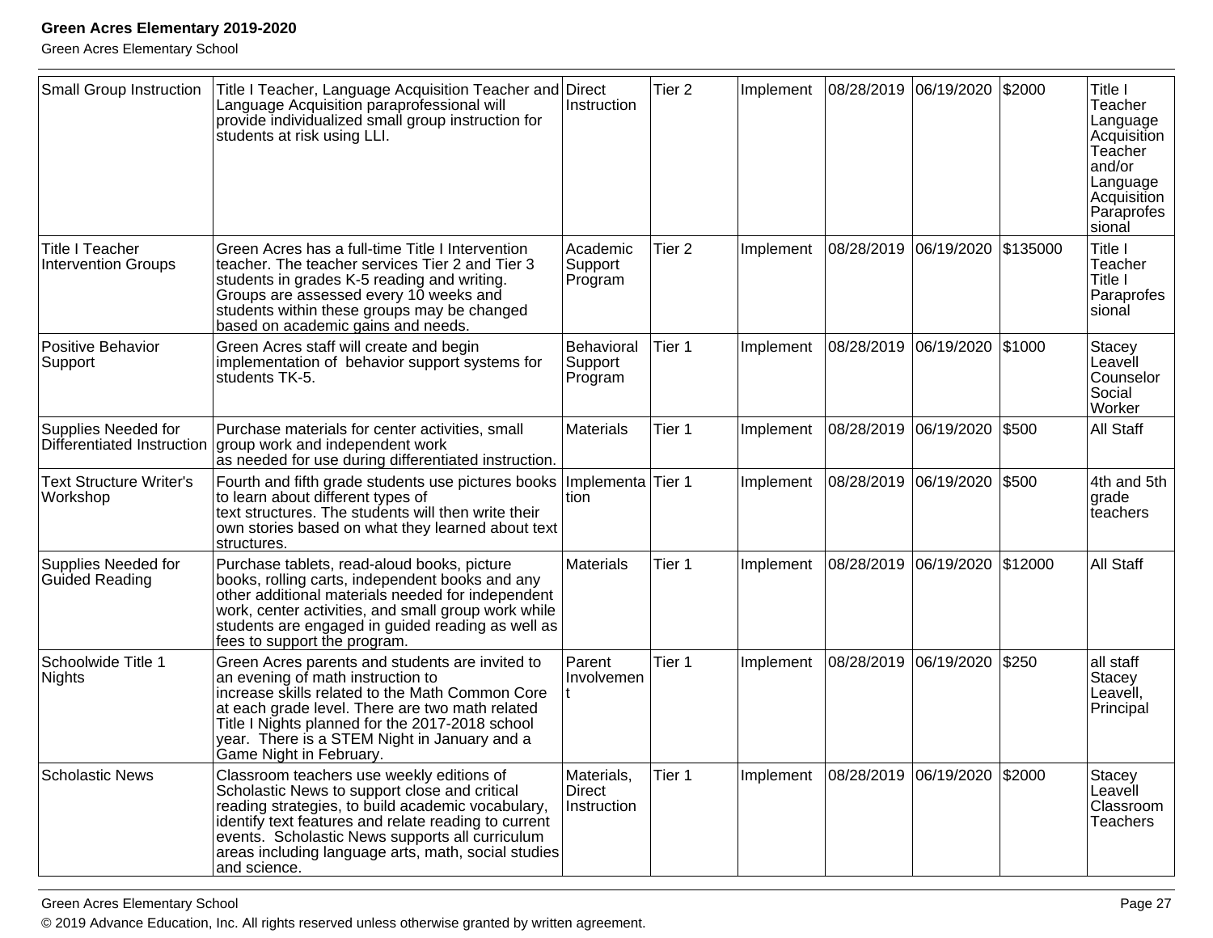| Small Group Instruction | Title I Teacher, Language Acquisition Teacher and Language Acquisition paraprofessional will provide individualized small group instruction for students at risk using LLI. | Direct Instruction | Tier 2 | Implement | 08/28/2019 | 06/19/2020 | $2000 | Title I Teacher Language Acquisition Teacher and/or Language Acquisition Paraprofessional |
|---|---|---|---|---|---|---|---|---|
| Title I Teacher Intervention Groups | Green Acres has a full-time Title I Intervention teacher. The teacher services Tier 2 and Tier 3 students in grades K-5 reading and writing. Groups are assessed every 10 weeks and students within these groups may be changed based on academic gains and needs. | Academic Support Program | Tier 2 | Implement | 08/28/2019 | 06/19/2020 | $135000 | Title I Teacher Title I Paraprofessional |
| Positive Behavior Support | Green Acres staff will create and begin implementation of behavior support systems for students TK-5. | Behavioral Support Program | Tier 1 | Implement | 08/28/2019 | 06/19/2020 | $1000 | Stacey Leavell Counselor Social Worker |
| Supplies Needed for Differentiated Instruction | Purchase materials for center activities, small group work and independent work as needed for use during differentiated instruction. | Materials | Tier 1 | Implement | 08/28/2019 | 06/19/2020 | $500 | All Staff |
| Text Structure Writer's Workshop | Fourth and fifth grade students use pictures books to learn about different types of text structures. The students will then write their own stories based on what they learned about text structures. | Implementation | Tier 1 | Implement | 08/28/2019 | 06/19/2020 | $500 | 4th and 5th grade teachers |
| Supplies Needed for Guided Reading | Purchase tablets, read-aloud books, picture books, rolling carts, independent books and any other additional materials needed for independent work, center activities, and small group work while students are engaged in guided reading as well as fees to support the program. | Materials | Tier 1 | Implement | 08/28/2019 | 06/19/2020 | $12000 | All Staff |
| Schoolwide Title 1 Nights | Green Acres parents and students are invited to an evening of math instruction to increase skills related to the Math Common Core at each grade level. There are two math related Title I Nights planned for the 2017-2018 school year. There is a STEM Night in January and a Game Night in February. | Parent Involvement | Tier 1 | Implement | 08/28/2019 | 06/19/2020 | $250 | all staff Stacey Leavell, Principal |
| Scholastic News | Classroom teachers use weekly editions of Scholastic News to support close and critical reading strategies, to build academic vocabulary, identify text features and relate reading to current events. Scholastic News supports all curriculum areas including language arts, math, social studies and science. | Materials, Direct Instruction | Tier 1 | Implement | 08/28/2019 | 06/19/2020 | $2000 | Stacey Leavell Classroom Teachers |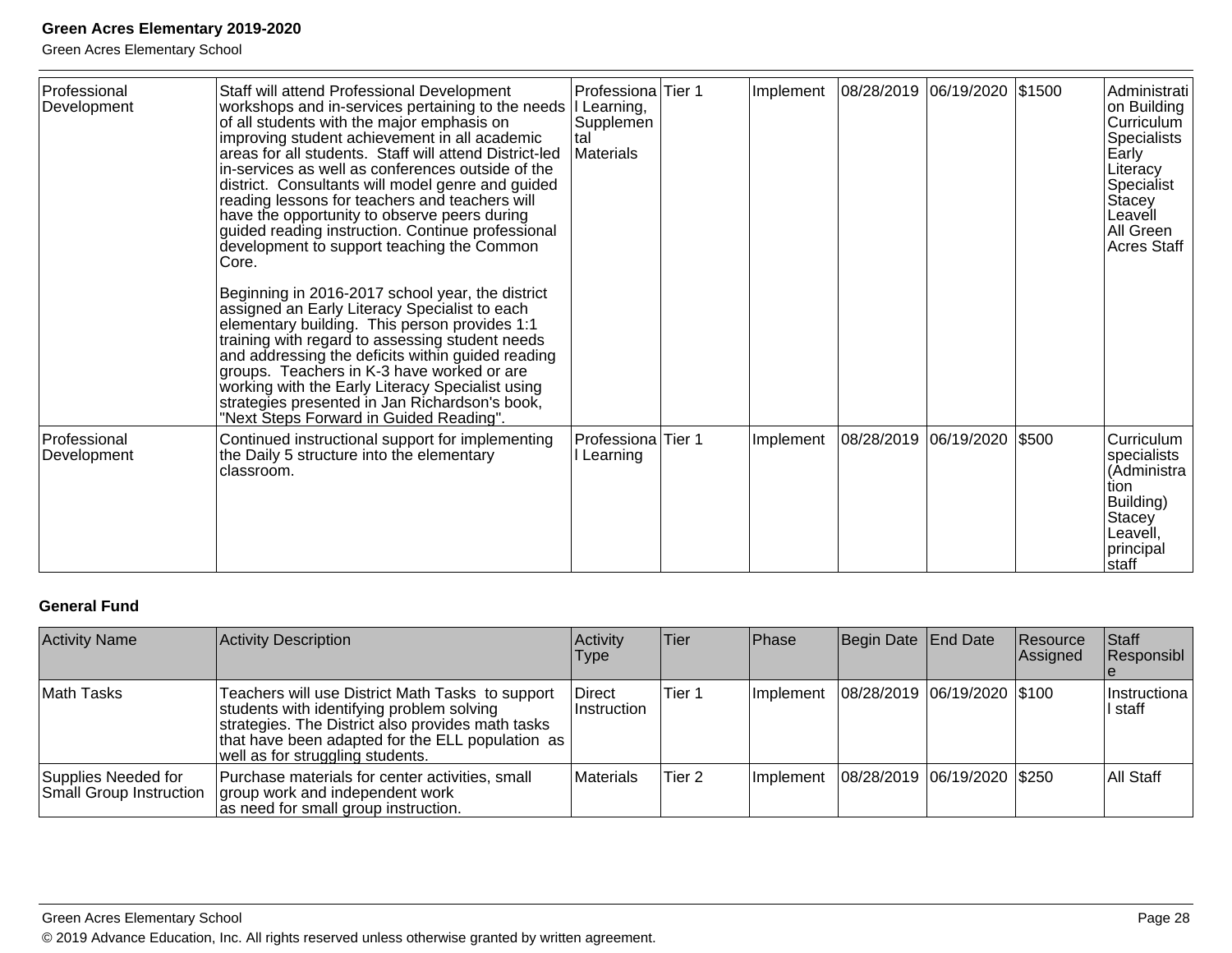| Professional Development | Staff will attend Professional Development workshops and in-services pertaining to the needs of all students with the major emphasis on improving student achievement in all academic areas for all students. Staff will attend District-led in-services as well as conferences outside of the district. Consultants will model genre and guided reading lessons for teachers and teachers will have the opportunity to observe peers during guided reading instruction. Continue professional development to support teaching the Common Core.<br><br>Beginning in 2016-2017 school year, the district assigned an Early Literacy Specialist to each elementary building. This person provides 1:1 training with regard to assessing student needs and addressing the deficits within guided reading groups. Teachers in K-3 have worked or are working with the Early Literacy Specialist using strategies presented in Jan Richardson's book, "Next Steps Forward in Guided Reading". | Professional Learning, Supplemental Materials | Tier 1 | Implement | 08/28/2019 | 06/19/2020 | $1500 | Administration Building Curriculum Specialists Early Literacy Specialist Stacey Leavell All Green Acres Staff |
|---|---|---|---|---|---|---|---|---|
| Professional Development | Continued instructional support for implementing the Daily 5 structure into the elementary classroom. | Professional Learning | Tier 1 | Implement | 08/28/2019 | 06/19/2020 | $500 | Curriculum specialists (Administration Building) Stacey Leavell, principal staff |

**General Fund**

| Activity Name | Activity Description | Activity Type | Tier | Phase | Begin Date | End Date | Resource Assigned | Staff Responsible |
|---|---|---|---|---|---|---|---|---|
| Math Tasks | Teachers will use District Math Tasks to support students with identifying problem solving strategies. The District also provides math tasks that have been adapted for the ELL population as well as for struggling students. | Direct Instruction | Tier 1 | Implement | 08/28/2019 | 06/19/2020 | $100 | Instructional staff |
| Supplies Needed for Small Group Instruction | Purchase materials for center activities, small group work and independent work as need for small group instruction. | Materials | Tier 2 | Implement | 08/28/2019 | 06/19/2020 | $250 | All Staff |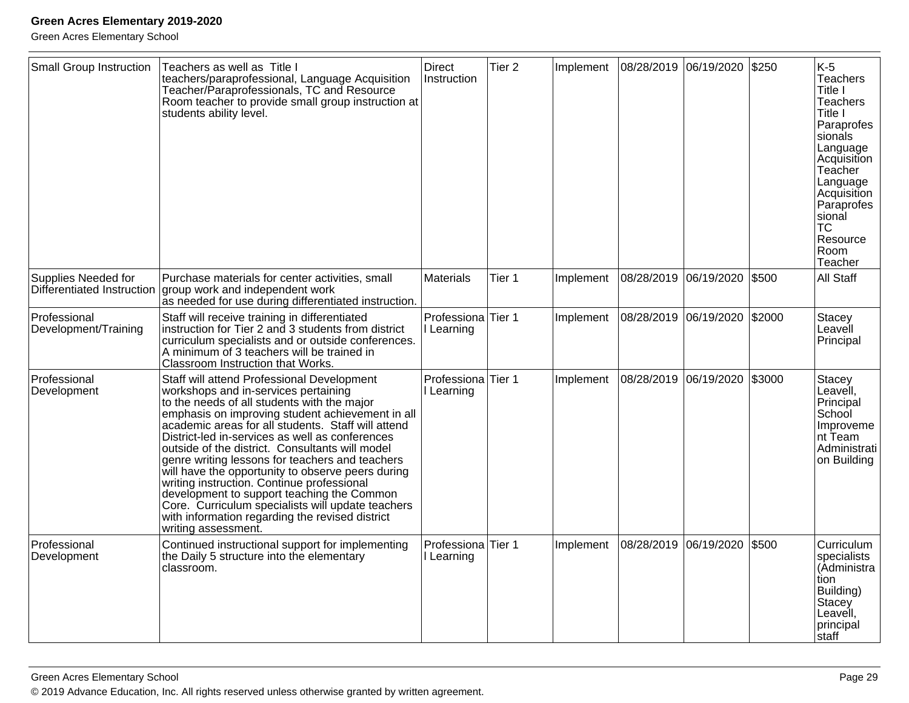| Small Group Instruction | Teachers as well as Title I teachers/paraprofessional, Language Acquisition Teacher/Paraprofessionals, TC and Resource Room teacher to provide small group instruction at students ability level. | Direct Instruction | Tier 2 | Implement | 08/28/2019 | 06/19/2020 | $250 | K-5 Teachers Title I Teachers Title I Paraprofessionals Language Acquisition Teacher Language Acquisition Paraprofessional TC Resource Room Teacher |
|---|---|---|---|---|---|---|---|---|
| Supplies Needed for Differentiated Instruction | Purchase materials for center activities, small group work and independent work as needed for use during differentiated instruction. | Materials | Tier 1 | Implement | 08/28/2019 | 06/19/2020 | $500 | All Staff |
| Professional Development/Training | Staff will receive training in differentiated instruction for Tier 2 and 3 students from district curriculum specialists and or outside conferences. A minimum of 3 teachers will be trained in Classroom Instruction that Works. | Professional Learning | Tier 1 | Implement | 08/28/2019 | 06/19/2020 | $2000 | Stacey Leavell Principal |
| Professional Development | Staff will attend Professional Development workshops and in-services pertaining to the needs of all students with the major emphasis on improving student achievement in all academic areas for all students. Staff will attend District-led in-services as well as conferences outside of the district. Consultants will model genre writing lessons for teachers and teachers will have the opportunity to observe peers during writing instruction. Continue professional development to support teaching the Common Core. Curriculum specialists will update teachers with information regarding the revised district writing assessment. | Professional Learning | Tier 1 | Implement | 08/28/2019 | 06/19/2020 | $3000 | Stacey Leavell, Principal School Improvement Team Administration Building |
| Professional Development | Continued instructional support for implementing the Daily 5 structure into the elementary classroom. | Professional Learning | Tier 1 | Implement | 08/28/2019 | 06/19/2020 | $500 | Curriculum specialists (Administration Building) Stacey Leavell, principal staff |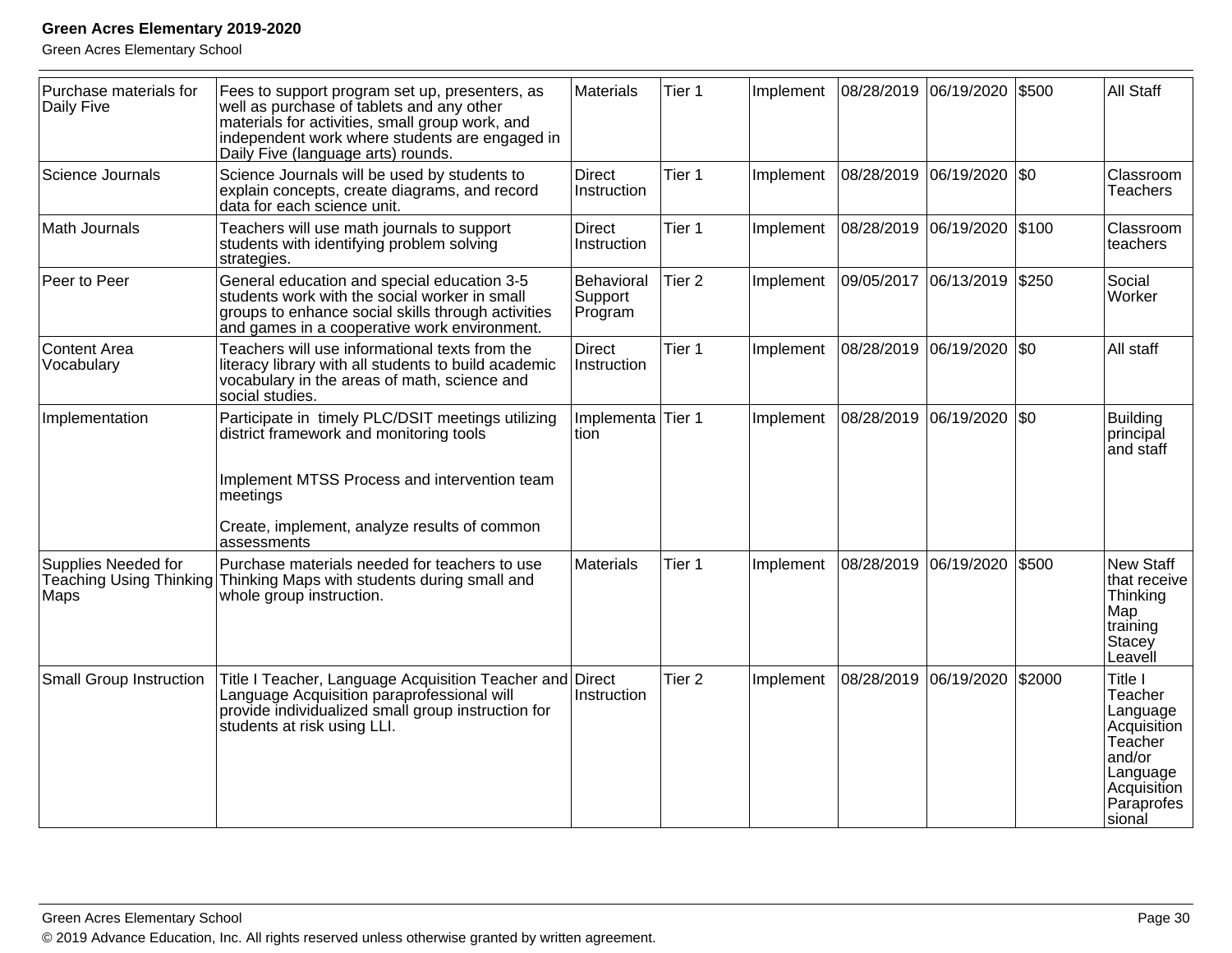| Purchase materials for Daily Five | Fees to support program set up, presenters, as well as purchase of tablets and any other materials for activities, small group work, and independent work where students are engaged in Daily Five (language arts) rounds. | Materials | Tier 1 | Implement | 08/28/2019 | 06/19/2020 | $500 | All Staff |
|---|---|---|---|---|---|---|---|---|
| Science Journals | Science Journals will be used by students to explain concepts, create diagrams, and record data for each science unit. | Direct Instruction | Tier 1 | Implement | 08/28/2019 | 06/19/2020 | $0 | Classroom Teachers |
| Math Journals | Teachers will use math journals to support students with identifying problem solving strategies. | Direct Instruction | Tier 1 | Implement | 08/28/2019 | 06/19/2020 | $100 | Classroom teachers |
| Peer to Peer | General education and special education 3-5 students work with the social worker in small groups to enhance social skills through activities and games in a cooperative work environment. | Behavioral Support Program | Tier 2 | Implement | 09/05/2017 | 06/13/2019 | $250 | Social Worker |
| Content Area Vocabulary | Teachers will use informational texts from the literacy library with all students to build academic vocabulary in the areas of math, science and social studies. | Direct Instruction | Tier 1 | Implement | 08/28/2019 | 06/19/2020 | $0 | All staff |
| Implementation | Participate in timely PLC/DSIT meetings utilizing district framework and monitoring tools<br><br>Implement MTSS Process and intervention team meetings<br><br>Create, implement, analyze results of common assessments | Implementation | Tier 1 | Implement | 08/28/2019 | 06/19/2020 | $0 | Building principal and staff |
| Supplies Needed for Teaching Using Thinking Maps | Purchase materials needed for teachers to use Thinking Maps with students during small and whole group instruction. | Materials | Tier 1 | Implement | 08/28/2019 | 06/19/2020 | $500 | New Staff that receive Thinking Map training Stacey Leavell |
| Small Group Instruction | Title I Teacher, Language Acquisition Teacher and Language Acquisition paraprofessional will provide individualized small group instruction for students at risk using LLI. | Direct Instruction | Tier 2 | Implement | 08/28/2019 | 06/19/2020 | $2000 | Title I Teacher Language Acquisition Teacher and/or Language Acquisition Paraprofessional |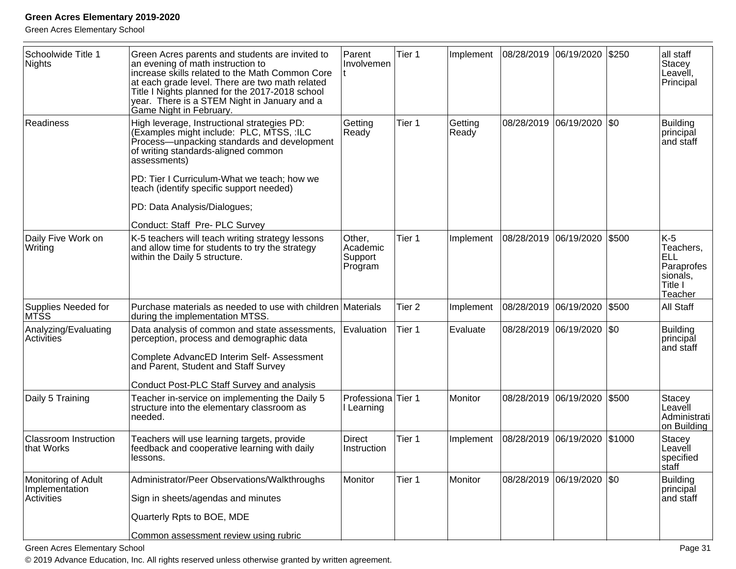| Schoolwide Title 1 Nights | Green Acres parents and students are invited to an evening of math instruction to increase skills related to the Math Common Core at each grade level. There are two math related Title I Nights planned for the 2017-2018 school year. There is a STEM Night in January and a Game Night in February. | Parent Involvement | Tier 1 | Implement | 08/28/2019 | 06/19/2020 | $250 | all staff Stacey Leavell, Principal |
|---|---|---|---|---|---|---|---|---|
| Readiness | High leverage, Instructional strategies PD: (Examples might include: PLC, MTSS, :ILC Process—unpacking standards and development of writing standards-aligned common assessments)<br><br>PD: Tier I Curriculum-What we teach; how we teach (identify specific support needed)<br><br>PD: Data Analysis/Dialogues;<br><br>Conduct: Staff Pre- PLC Survey | Getting Ready | Tier 1 | Getting Ready | 08/28/2019 | 06/19/2020 | $0 | Building principal and staff |
| Daily Five Work on Writing | K-5 teachers will teach writing strategy lessons and allow time for students to try the strategy within the Daily 5 structure. | Other, Academic Support Program | Tier 1 | Implement | 08/28/2019 | 06/19/2020 | $500 | K-5 Teachers, ELL Paraprofessionals, Title I Teacher |
| Supplies Needed for MTSS | Purchase materials as needed to use with children during the implementation MTSS. | Materials | Tier 2 | Implement | 08/28/2019 | 06/19/2020 | $500 | All Staff |
| Analyzing/Evaluating Activities | Data analysis of common and state assessments, perception, process and demographic data<br><br>Complete AdvancED Interim Self- Assessment and Parent, Student and Staff Survey<br><br>Conduct Post-PLC Staff Survey and analysis | Evaluation | Tier 1 | Evaluate | 08/28/2019 | 06/19/2020 | $0 | Building principal and staff |
| Daily 5 Training | Teacher in-service on implementing the Daily 5 structure into the elementary classroom as needed. | Professional Learning | Tier 1 | Monitor | 08/28/2019 | 06/19/2020 | $500 | Stacey Leavell Administration Building |
| Classroom Instruction that Works | Teachers will use learning targets, provide feedback and cooperative learning with daily lessons. | Direct Instruction | Tier 1 | Implement | 08/28/2019 | 06/19/2020 | $1000 | Stacey Leavell specified staff |
| Monitoring of Adult Implementation Activities | Administrator/Peer Observations/Walkthroughs<br><br>Sign in sheets/agendas and minutes<br><br>Quarterly Rpts to BOE, MDE<br><br>Common assessment review using rubric | Monitor | Tier 1 | Monitor | 08/28/2019 | 06/19/2020 | $0 | Building principal and staff |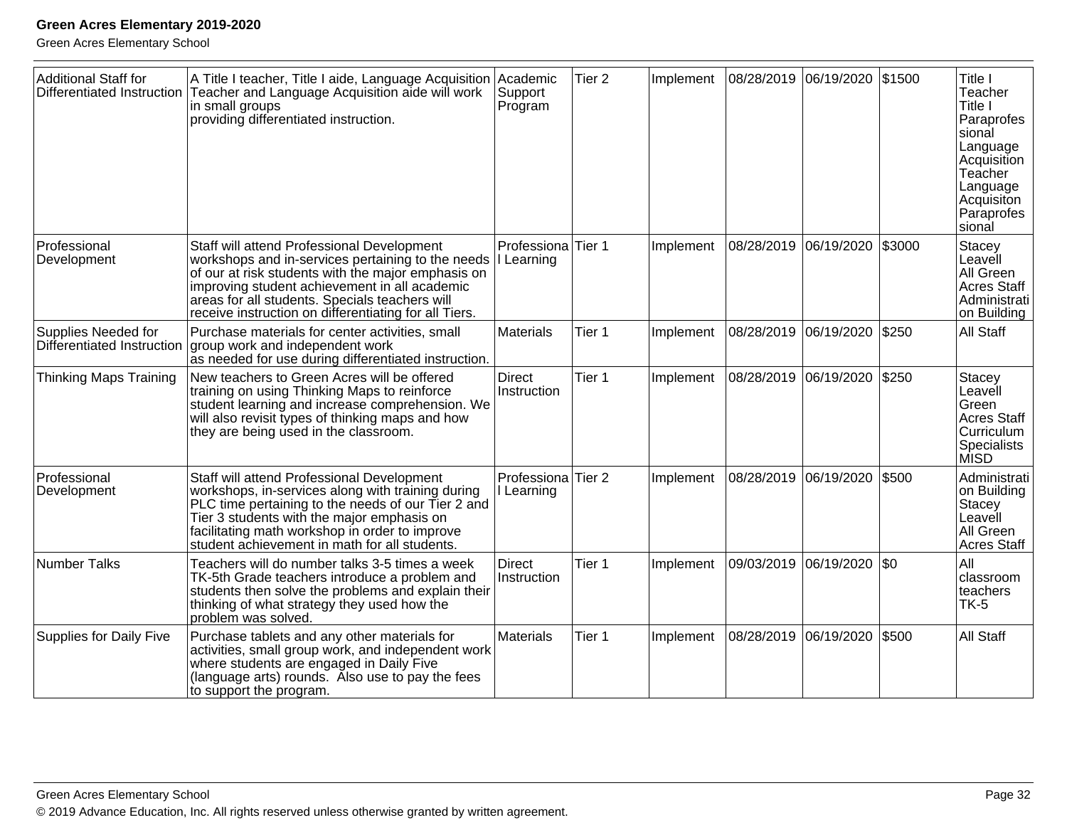| Additional Staff for Differentiated Instruction | A Title I teacher, Title I aide, Language Acquisition Teacher and Language Acquisition aide will work in small groups providing differentiated instruction. | Academic Support Program | Tier 2 | Implement | 08/28/2019 | 06/19/2020 | $1500 | Title I Teacher Title I Paraprofessional Language Acquisition Teacher Language Acquisiton Paraprofessional |
|---|---|---|---|---|---|---|---|---|
| Professional Development | Staff will attend Professional Development workshops and in-services pertaining to the needs of our at risk students with the major emphasis on improving student achievement in all academic areas for all students. Specials teachers will receive instruction on differentiating for all Tiers. | Professional Learning | Tier 1 | Implement | 08/28/2019 | 06/19/2020 | $3000 | Stacey Leavell All Green Acres Staff Administration Building |
| Supplies Needed for Differentiated Instruction | Purchase materials for center activities, small group work and independent work as needed for use during differentiated instruction. | Materials | Tier 1 | Implement | 08/28/2019 | 06/19/2020 | $250 | All Staff |
| Thinking Maps Training | New teachers to Green Acres will be offered training on using Thinking Maps to reinforce student learning and increase comprehension. We will also revisit types of thinking maps and how they are being used in the classroom. | Direct Instruction | Tier 1 | Implement | 08/28/2019 | 06/19/2020 | $250 | Stacey Leavell Green Acres Staff Curriculum Specialists MISD |
| Professional Development | Staff will attend Professional Development workshops, in-services along with training during PLC time pertaining to the needs of our Tier 2 and Tier 3 students with the major emphasis on facilitating math workshop in order to improve student achievement in math for all students. | Professional Learning | Tier 2 | Implement | 08/28/2019 | 06/19/2020 | $500 | Administration Building Stacey Leavell All Green Acres Staff |
| Number Talks | Teachers will do number talks 3-5 times a week TK-5th Grade teachers introduce a problem and students then solve the problems and explain their thinking of what strategy they used how the problem was solved. | Direct Instruction | Tier 1 | Implement | 09/03/2019 | 06/19/2020 | $0 | All classroom teachers TK-5 |
| Supplies for Daily Five | Purchase tablets and any other materials for activities, small group work, and independent work where students are engaged in Daily Five (language arts) rounds. Also use to pay the fees to support the program. | Materials | Tier 1 | Implement | 08/28/2019 | 06/19/2020 | $500 | All Staff |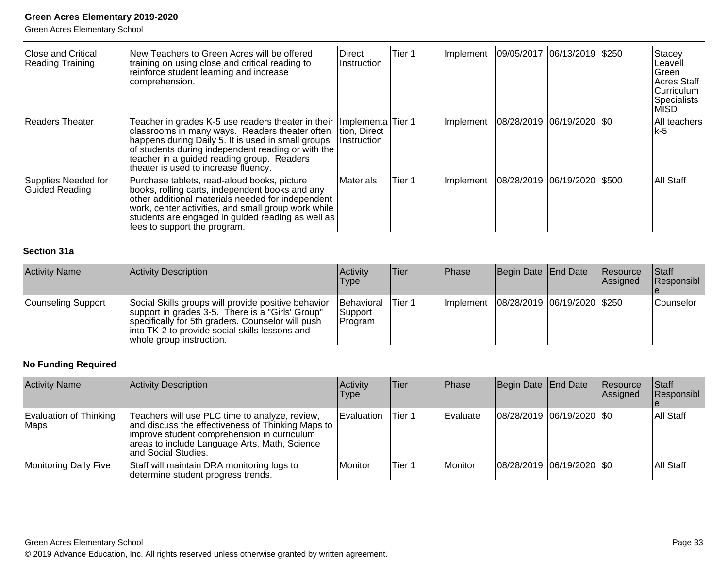| Close and Critical Reading Training | New Teachers to Green Acres will be offered training on using close and critical reading to reinforce student learning and increase comprehension. | Direct Instruction | Tier 1 | Implement | 09/05/2017 | 06/13/2019 | $250 | Stacey Leavell Green Acres Staff Curriculum Specialists MISD |
|---|---|---|---|---|---|---|---|---|
| Readers Theater | Teacher in grades K-5 use readers theater in their classrooms in many ways. Readers theater often happens during Daily 5. It is used in small groups of students during independent reading or with the teacher in a guided reading group. Readers theater is used to increase fluency. | Implementation, Direct Instruction | Tier 1 | Implement | 08/28/2019 | 06/19/2020 | $0 | All teachers k-5 |
| Supplies Needed for Guided Reading | Purchase tablets, read-aloud books, picture books, rolling carts, independent books and any other additional materials needed for independent work, center activities, and small group work while students are engaged in guided reading as well as fees to support the program. | Materials | Tier 1 | Implement | 08/28/2019 | 06/19/2020 | $500 | All Staff |

**Section 31a**

| Activity Name | Activity Description | Activity Type | Tier | Phase | Begin Date | End Date | Resource Assigned | Staff Responsible |
|---|---|---|---|---|---|---|---|---|
| Counseling Support | Social Skills groups will provide positive behavior support in grades 3-5. There is a "Girls' Group" specifically for 5th graders. Counselor will push into TK-2 to provide social skills lessons and whole group instruction. | Behavioral Support Program | Tier 1 | Implement | 08/28/2019 | 06/19/2020 | $250 | Counselor |

**No Funding Required**

| Activity Name | Activity Description | Activity Type | Tier | Phase | Begin Date | End Date | Resource Assigned | Staff Responsible |
|---|---|---|---|---|---|---|---|---|
| Evaluation of Thinking Maps | Teachers will use PLC time to analyze, review, and discuss the effectiveness of Thinking Maps to improve student comprehension in curriculum areas to include Language Arts, Math, Science and Social Studies. | Evaluation | Tier 1 | Evaluate | 08/28/2019 | 06/19/2020 | $0 | All Staff |
| Monitoring Daily Five | Staff will maintain DRA monitoring logs to determine student progress trends. | Monitor | Tier 1 | Monitor | 08/28/2019 | 06/19/2020 | $0 | All Staff |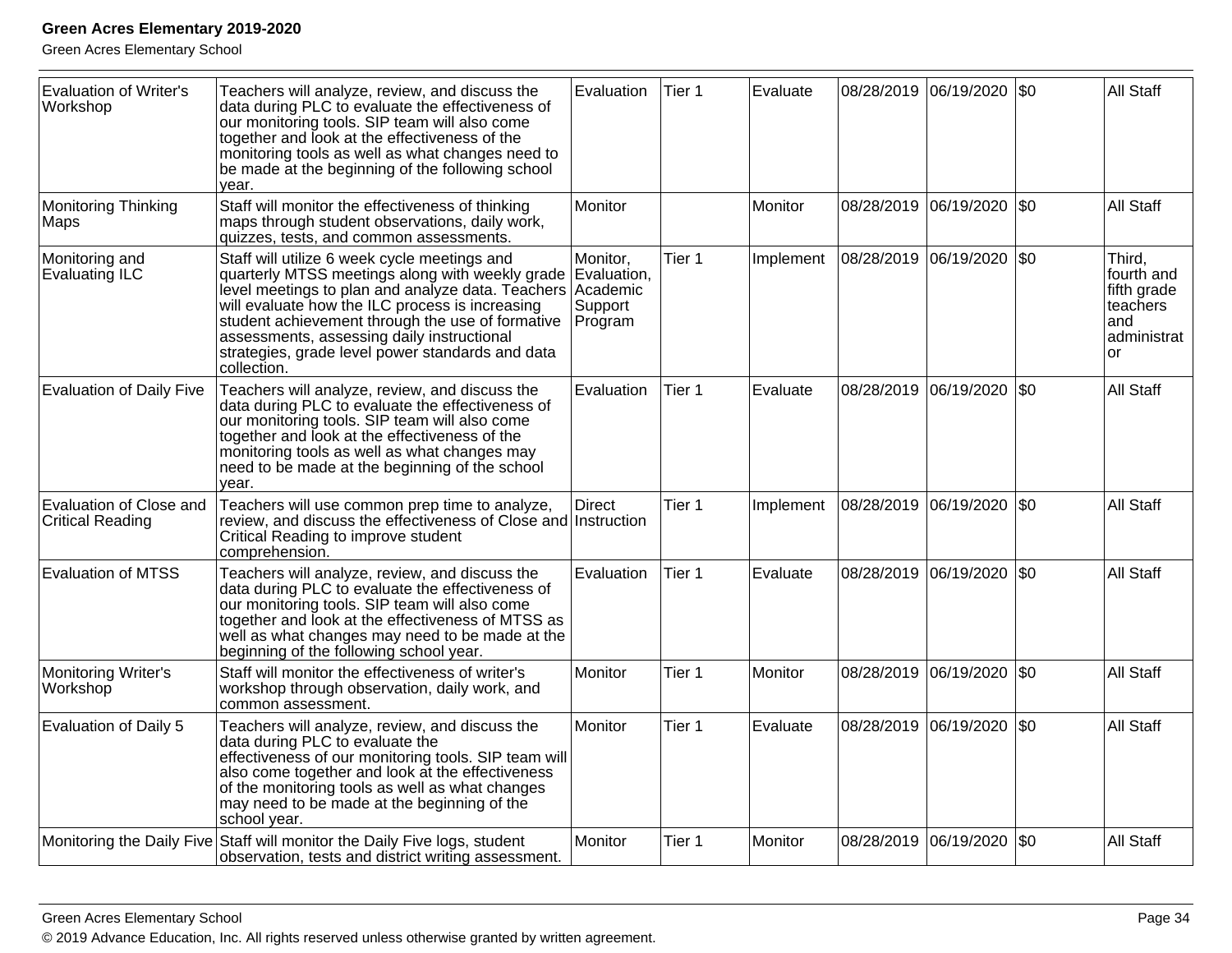| Evaluation of Writer's Workshop | Teachers will analyze, review, and discuss the data during PLC to evaluate the effectiveness of our monitoring tools. SIP team will also come together and look at the effectiveness of the monitoring tools as well as what changes need to be made at the beginning of the following school year. | Evaluation | Tier 1 | Evaluate | 08/28/2019 | 06/19/2020 | $0 | All Staff |
|---|---|---|---|---|---|---|---|---|
| Monitoring Thinking Maps | Staff will monitor the effectiveness of thinking maps through student observations, daily work, quizzes, tests, and common assessments. | Monitor | | Monitor | 08/28/2019 | 06/19/2020 | $0 | All Staff |
| Monitoring and Evaluating ILC | Staff will utilize 6 week cycle meetings and quarterly MTSS meetings along with weekly grade level meetings to plan and analyze data. Teachers will evaluate how the ILC process is increasing student achievement through the use of formative assessments, assessing daily instructional strategies, grade level power standards and data collection. | Monitor, Evaluation, Academic Support Program | Tier 1 | Implement | 08/28/2019 | 06/19/2020 | $0 | Third, fourth and fifth grade teachers and administrator |
| Evaluation of Daily Five | Teachers will analyze, review, and discuss the data during PLC to evaluate the effectiveness of our monitoring tools. SIP team will also come together and look at the effectiveness of the monitoring tools as well as what changes may need to be made at the beginning of the school year. | Evaluation | Tier 1 | Evaluate | 08/28/2019 | 06/19/2020 | $0 | All Staff |
| Evaluation of Close and Critical Reading | Teachers will use common prep time to analyze, review, and discuss the effectiveness of Close and Critical Reading to improve student comprehension. | Direct Instruction | Tier 1 | Implement | 08/28/2019 | 06/19/2020 | $0 | All Staff |
| Evaluation of MTSS | Teachers will analyze, review, and discuss the data during PLC to evaluate the effectiveness of our monitoring tools. SIP team will also come together and look at the effectiveness of MTSS as well as what changes may need to be made at the beginning of the following school year. | Evaluation | Tier 1 | Evaluate | 08/28/2019 | 06/19/2020 | $0 | All Staff |
| Monitoring Writer's Workshop | Staff will monitor the effectiveness of writer's workshop through observation, daily work, and common assessment. | Monitor | Tier 1 | Monitor | 08/28/2019 | 06/19/2020 | $0 | All Staff |
| Evaluation of Daily 5 | Teachers will analyze, review, and discuss the data during PLC to evaluate the effectiveness of our monitoring tools. SIP team will also come together and look at the effectiveness of the monitoring tools as well as what changes may need to be made at the beginning of the school year. | Monitor | Tier 1 | Evaluate | 08/28/2019 | 06/19/2020 | $0 | All Staff |
| Monitoring the Daily Five | Staff will monitor the Daily Five logs, student observation, tests and district writing assessment. | Monitor | Tier 1 | Monitor | 08/28/2019 | 06/19/2020 | $0 | All Staff |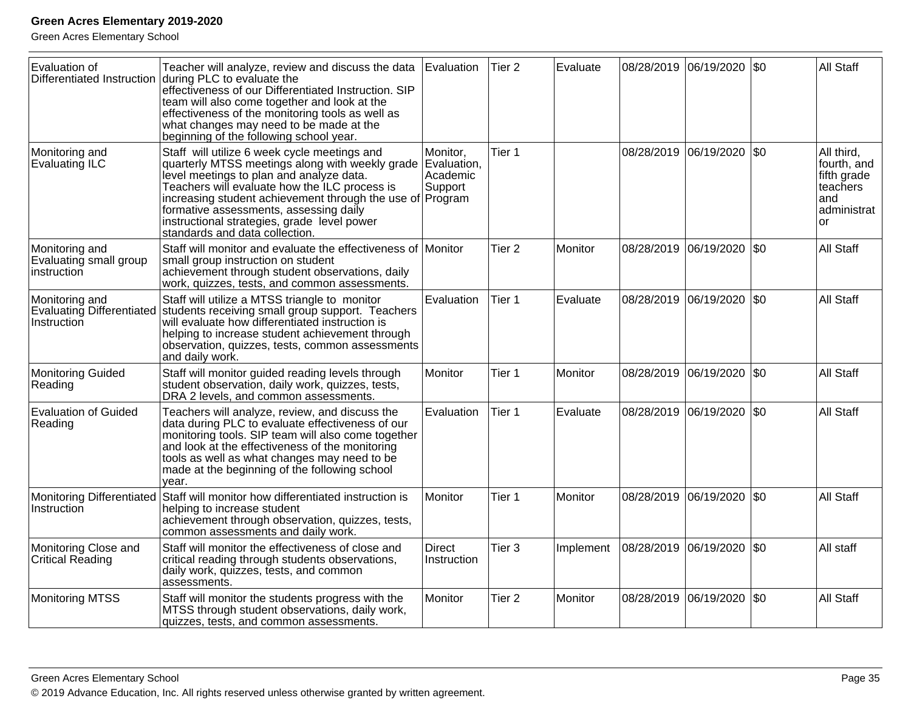| | | | | | | | | |
|---|---|---|---|---|---|---|---|---|
| Evaluation of Differentiated Instruction | Teacher will analyze, review and discuss the data during PLC to evaluate the effectiveness of our Differentiated Instruction. SIP team will also come together and look at the effectiveness of the monitoring tools as well as what changes may need to be made at the beginning of the following school year. | Evaluation | Tier 2 | Evaluate | 08/28/2019 | 06/19/2020 | $0 | All Staff |
| Monitoring and Evaluating ILC | Staff will utilize 6 week cycle meetings and quarterly MTSS meetings along with weekly grade level meetings to plan and analyze data. Teachers will evaluate how the ILC process is increasing student achievement through the use of formative assessments, assessing daily instructional strategies, grade level power standards and data collection. | Monitor, Evaluation, Academic Support Program | Tier 1 | | 08/28/2019 | 06/19/2020 | $0 | All third, fourth, and fifth grade teachers and administrator |
| Monitoring and Evaluating small group instruction | Staff will monitor and evaluate the effectiveness of small group instruction on student achievement through student observations, daily work, quizzes, tests, and common assessments. | Monitor | Tier 2 | Monitor | 08/28/2019 | 06/19/2020 | $0 | All Staff |
| Monitoring and Evaluating Differentiated Instruction | Staff will utilize a MTSS triangle to monitor students receiving small group support. Teachers will evaluate how differentiated instruction is helping to increase student achievement through observation, quizzes, tests, common assessments and daily work. | Evaluation | Tier 1 | Evaluate | 08/28/2019 | 06/19/2020 | $0 | All Staff |
| Monitoring Guided Reading | Staff will monitor guided reading levels through student observation, daily work, quizzes, tests, DRA 2 levels, and common assessments. | Monitor | Tier 1 | Monitor | 08/28/2019 | 06/19/2020 | $0 | All Staff |
| Evaluation of Guided Reading | Teachers will analyze, review, and discuss the data during PLC to evaluate effectiveness of our monitoring tools. SIP team will also come together and look at the effectiveness of the monitoring tools as well as what changes may need to be made at the beginning of the following school year. | Evaluation | Tier 1 | Evaluate | 08/28/2019 | 06/19/2020 | $0 | All Staff |
| Monitoring Differentiated Instruction | Staff will monitor how differentiated instruction is helping to increase student achievement through observation, quizzes, tests, common assessments and daily work. | Monitor | Tier 1 | Monitor | 08/28/2019 | 06/19/2020 | $0 | All Staff |
| Monitoring Close and Critical Reading | Staff will monitor the effectiveness of close and critical reading through students observations, daily work, quizzes, tests, and common assessments. | Direct Instruction | Tier 3 | Implement | 08/28/2019 | 06/19/2020 | $0 | All staff |
| Monitoring MTSS | Staff will monitor the students progress with the MTSS through student observations, daily work, quizzes, tests, and common assessments. | Monitor | Tier 2 | Monitor | 08/28/2019 | 06/19/2020 | $0 | All Staff |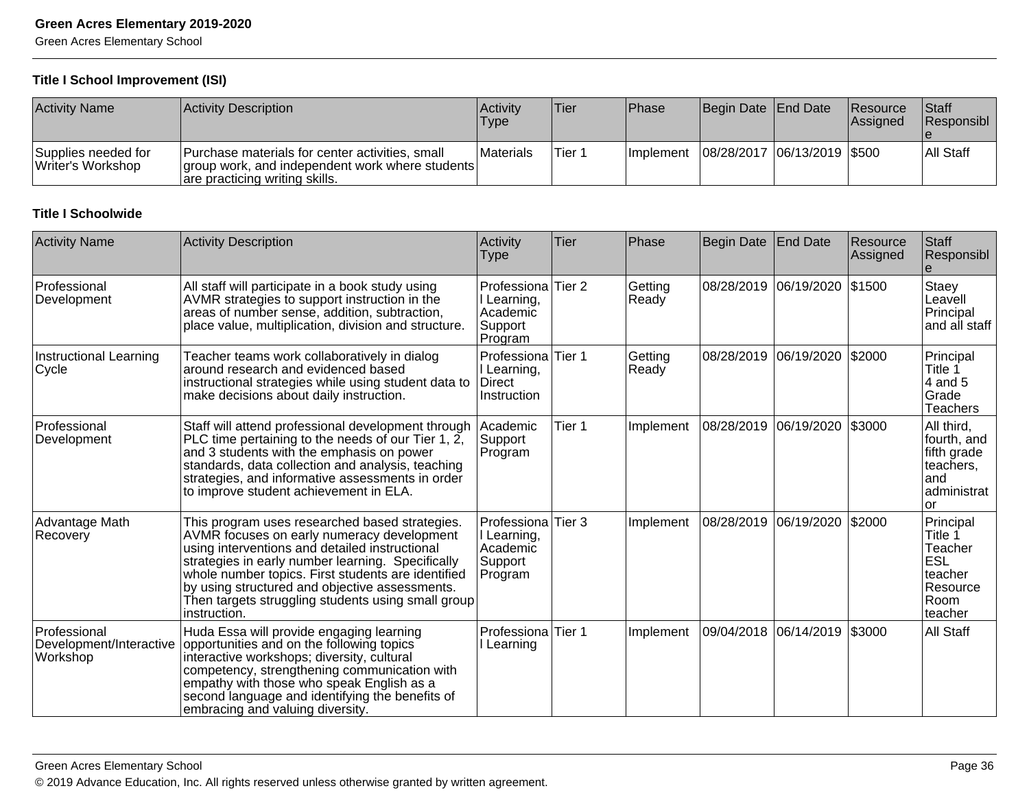### Title I School Improvement (ISI)

| Activity Name | Activity Description | Activity Type | Tier | Phase | Begin Date | End Date | Resource Assigned | Staff Responsible |
|---|---|---|---|---|---|---|---|---|
| Supplies needed for Writer's Workshop | Purchase materials for center activities, small group work, and independent work where students are practicing writing skills. | Materials | Tier 1 | Implement | 08/28/2017 | 06/13/2019 | $500 | All Staff |

### Title I Schoolwide

| Activity Name | Activity Description | Activity Type | Tier | Phase | Begin Date | End Date | Resource Assigned | Staff Responsible |
|---|---|---|---|---|---|---|---|---|
| Professional Development | All staff will participate in a book study using AVMR strategies to support instruction in the areas of number sense, addition, subtraction, place value, multiplication, division and structure. | Professional Learning, Academic Support Program | Tier 2 | Getting Ready | 08/28/2019 | 06/19/2020 | $1500 | Staey Leavell Principal and all staff |
| Instructional Learning Cycle | Teacher teams work collaboratively in dialog around research and evidenced based instructional strategies while using student data to make decisions about daily instruction. | Professional Learning, Direct Instruction | Tier 1 | Getting Ready | 08/28/2019 | 06/19/2020 | $2000 | Principal Title 1 4 and 5 Grade Teachers |
| Professional Development | Staff will attend professional development through PLC time pertaining to the needs of our Tier 1, 2, and 3 students with the emphasis on power standards, data collection and analysis, teaching strategies, and informative assessments in order to improve student achievement in ELA. | Academic Support Program | Tier 1 | Implement | 08/28/2019 | 06/19/2020 | $3000 | All third, fourth, and fifth grade teachers, and administrator |
| Advantage Math Recovery | This program uses researched based strategies. AVMR focuses on early numeracy development using interventions and detailed instructional strategies in early number learning. Specifically whole number topics. First students are identified by using structured and objective assessments. Then targets struggling students using small group instruction. | Professional Learning, Academic Support Program | Tier 3 | Implement | 08/28/2019 | 06/19/2020 | $2000 | Principal Title 1 Teacher ESL teacher Resource Room teacher |
| Professional Development/Interactive Workshop | Huda Essa will provide engaging learning opportunities and on the following topics interactive workshops; diversity, cultural competency, strengthening communication with empathy with those who speak English as a second language and identifying the benefits of embracing and valuing diversity. | Professional Learning | Tier 1 | Implement | 09/04/2018 | 06/14/2019 | $3000 | All Staff |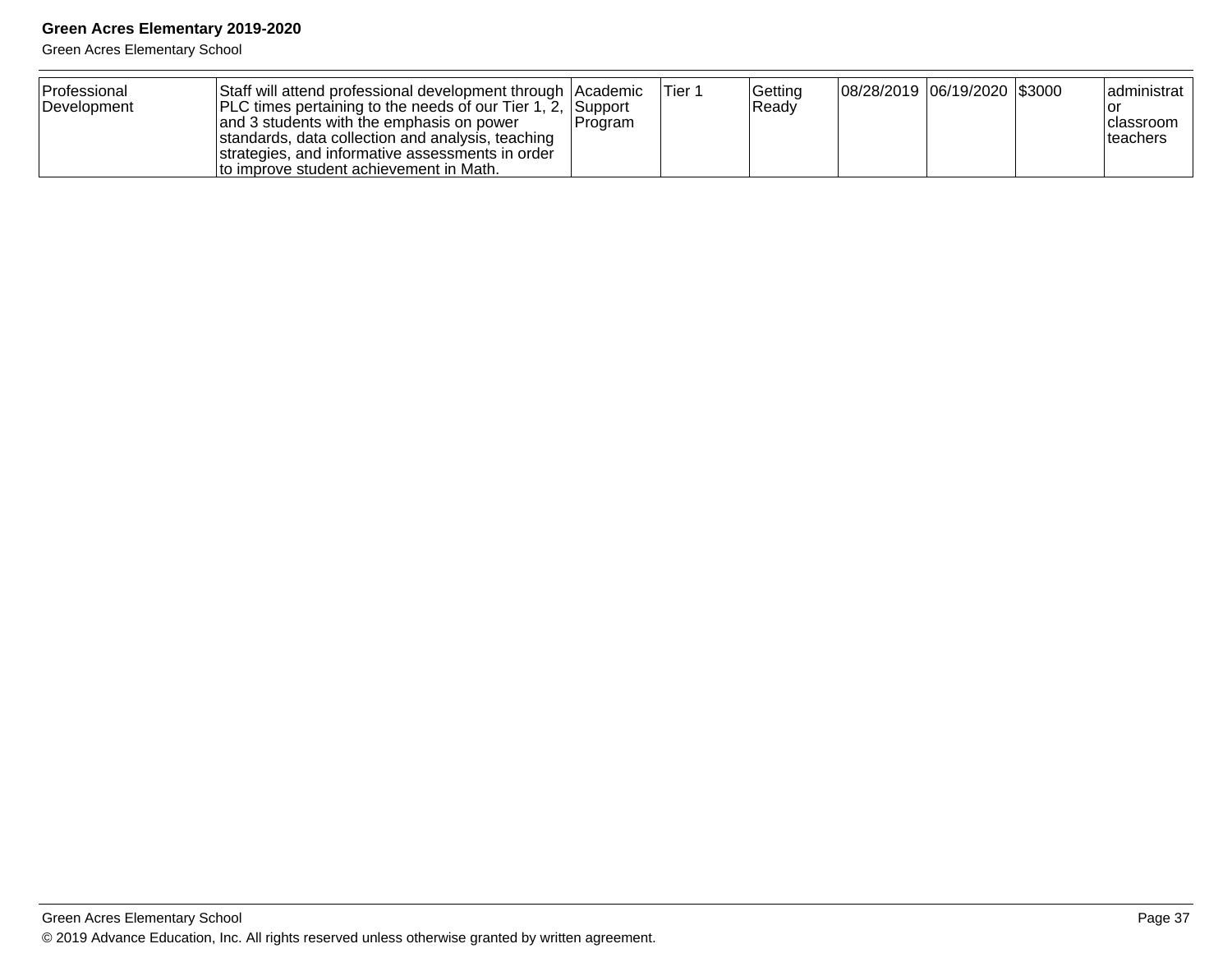| | | | | | | | | |
|---|---|---|---|---|---|---|---|---|
| Professional Development | Staff will attend professional development through PLC times pertaining to the needs of our Tier 1, 2, and 3 students with the emphasis on power standards, data collection and analysis, teaching strategies, and informative assessments in order to improve student achievement in Math. | Academic Support Program | Tier 1 | Getting Ready | 08/28/2019 | 06/19/2020 | $3000 | administrator classroom teachers |